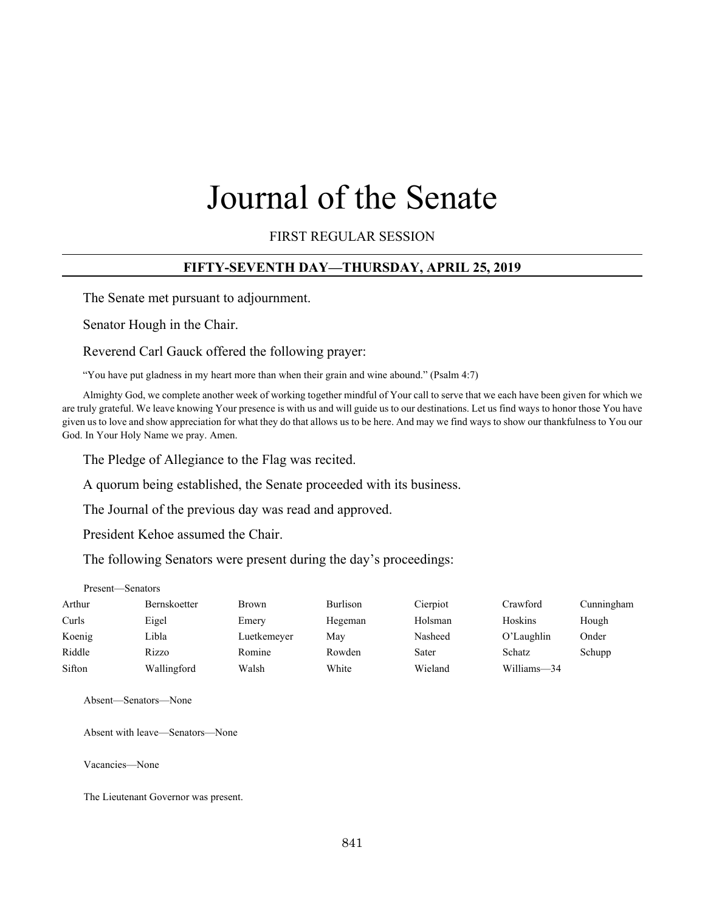# Journal of the Senate

FIRST REGULAR SESSION

## FIFTY-SEVENTH DAY—THURSDAY, APRIL 25, 2019

The Senate met pursuant to adjournment.

Senator Hough in the Chair.

Reverend Carl Gauck offered the following prayer:

"You have put gladness in my heart more than when their grain and wine abound." (Psalm 4:7)

Almighty God, we complete another week of working together mindful of Your call to serve that we each have been given for which we are truly grateful. We leave knowing Your presence is with us and will guide us to our destinations. Let us find ways to honor those You have given us to love and show appreciation for what they do that allows us to be here. And may we find ways to show our thankfulness to You our God. In Your Holy Name we pray. Amen.

The Pledge of Allegiance to the Flag was recited.

A quorum being established, the Senate proceeded with its business.

The Journal of the previous day was read and approved.

President Kehoe assumed the Chair.

The following Senators were present during the day's proceedings:

Present—Senators

| | | | | | | |
|---|---|---|---|---|---|---|
| Arthur | Bernskoetter | Brown | Burlison | Cierpiot | Crawford | Cunningham |
| Curls | Eigel | Emery | Hegeman | Holsman | Hoskins | Hough |
| Koenig | Libla | Luetkemeyer | May | Nasheed | O'Laughlin | Onder |
| Riddle | Rizzo | Romine | Rowden | Sater | Schatz | Schupp |
| Sifton | Wallingford | Walsh | White | Wieland | Williams—34 | |

Absent—Senators—None

Absent with leave—Senators—None

Vacancies—None

The Lieutenant Governor was present.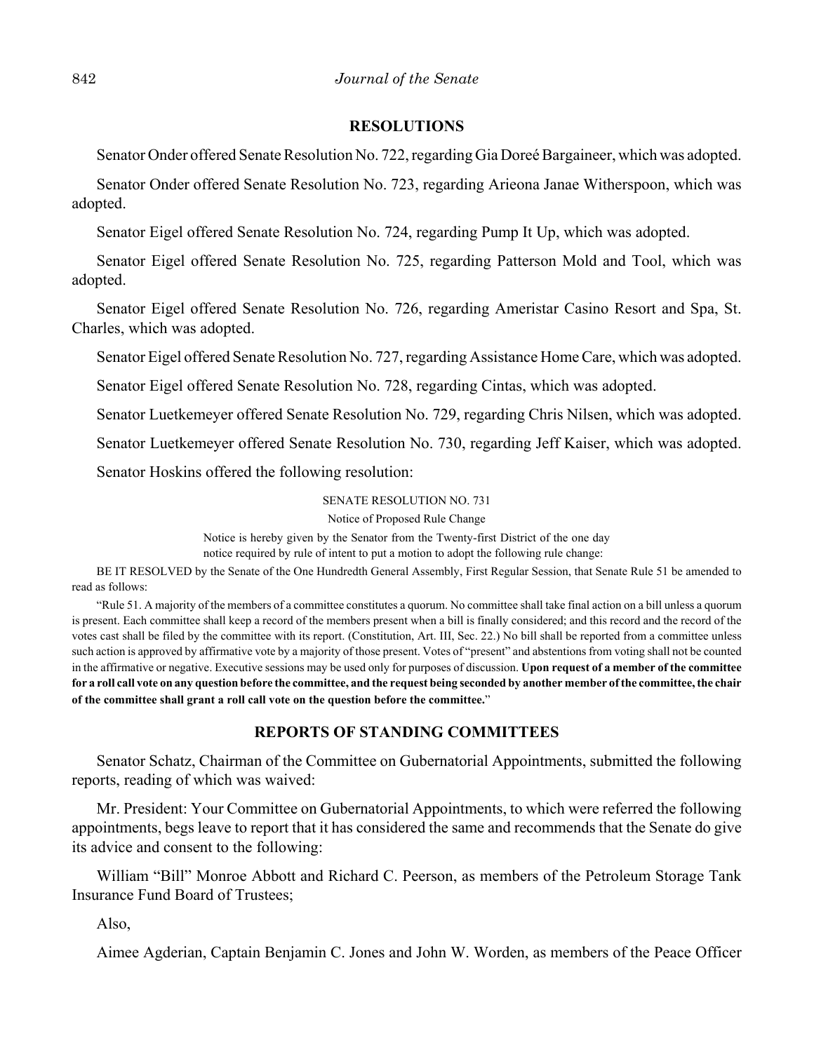## RESOLUTIONS

Senator Onder offered Senate Resolution No. 722, regarding Gia Doreé Bargaineer, which was adopted.

Senator Onder offered Senate Resolution No. 723, regarding Arieona Janae Witherspoon, which was adopted.

Senator Eigel offered Senate Resolution No. 724, regarding Pump It Up, which was adopted.

Senator Eigel offered Senate Resolution No. 725, regarding Patterson Mold and Tool, which was adopted.

Senator Eigel offered Senate Resolution No. 726, regarding Ameristar Casino Resort and Spa, St. Charles, which was adopted.

Senator Eigel offered Senate Resolution No. 727, regarding Assistance Home Care, which was adopted.

Senator Eigel offered Senate Resolution No. 728, regarding Cintas, which was adopted.

Senator Luetkemeyer offered Senate Resolution No. 729, regarding Chris Nilsen, which was adopted.

Senator Luetkemeyer offered Senate Resolution No. 730, regarding Jeff Kaiser, which was adopted.

Senator Hoskins offered the following resolution:

SENATE RESOLUTION NO. 731

Notice of Proposed Rule Change

Notice is hereby given by the Senator from the Twenty-first District of the one day notice required by rule of intent to put a motion to adopt the following rule change:

BE IT RESOLVED by the Senate of the One Hundredth General Assembly, First Regular Session, that Senate Rule 51 be amended to read as follows:

"Rule 51. A majority of the members of a committee constitutes a quorum. No committee shall take final action on a bill unless a quorum is present. Each committee shall keep a record of the members present when a bill is finally considered; and this record and the record of the votes cast shall be filed by the committee with its report. (Constitution, Art. III, Sec. 22.) No bill shall be reported from a committee unless such action is approved by affirmative vote by a majority of those present. Votes of "present" and abstentions from voting shall not be counted in the affirmative or negative. Executive sessions may be used only for purposes of discussion. **Upon request of a member of the committee for a roll call vote on any question before the committee, and the request being seconded by another member of the committee, the chair of the committee shall grant a roll call vote on the question before the committee.**"

## REPORTS OF STANDING COMMITTEES

Senator Schatz, Chairman of the Committee on Gubernatorial Appointments, submitted the following reports, reading of which was waived:

Mr. President: Your Committee on Gubernatorial Appointments, to which were referred the following appointments, begs leave to report that it has considered the same and recommends that the Senate do give its advice and consent to the following:

William "Bill" Monroe Abbott and Richard C. Peerson, as members of the Petroleum Storage Tank Insurance Fund Board of Trustees;

Also,

Aimee Agderian, Captain Benjamin C. Jones and John W. Worden, as members of the Peace Officer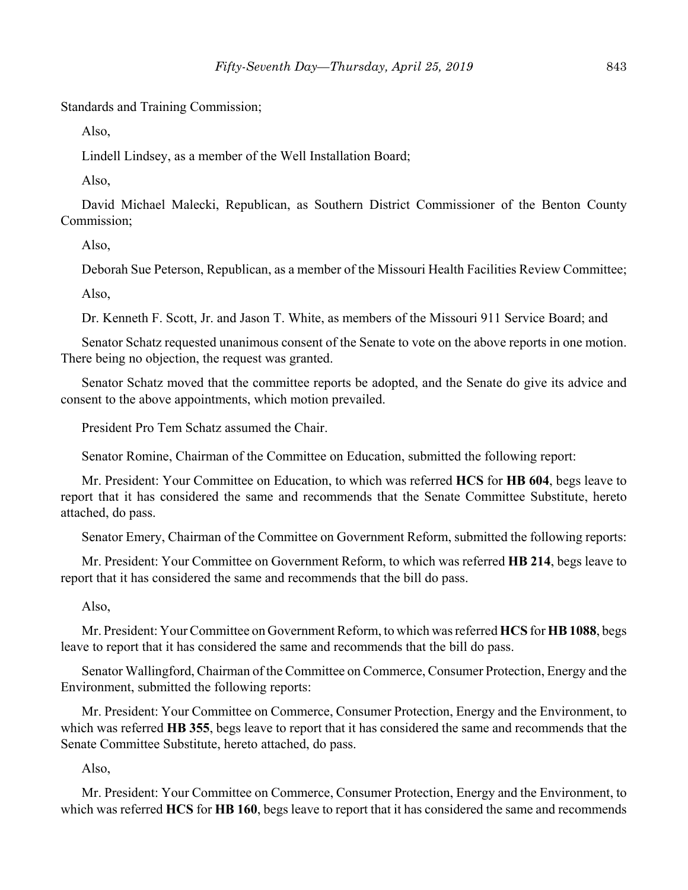Standards and Training Commission;

Also,

Lindell Lindsey, as a member of the Well Installation Board;

Also,

David Michael Malecki, Republican, as Southern District Commissioner of the Benton County Commission;

Also,

Deborah Sue Peterson, Republican, as a member of the Missouri Health Facilities Review Committee;

Also,

Dr. Kenneth F. Scott, Jr. and Jason T. White, as members of the Missouri 911 Service Board; and

Senator Schatz requested unanimous consent of the Senate to vote on the above reports in one motion. There being no objection, the request was granted.

Senator Schatz moved that the committee reports be adopted, and the Senate do give its advice and consent to the above appointments, which motion prevailed.

President Pro Tem Schatz assumed the Chair.

Senator Romine, Chairman of the Committee on Education, submitted the following report:

Mr. President: Your Committee on Education, to which was referred **HCS** for **HB 604**, begs leave to report that it has considered the same and recommends that the Senate Committee Substitute, hereto attached, do pass.

Senator Emery, Chairman of the Committee on Government Reform, submitted the following reports:

Mr. President: Your Committee on Government Reform, to which was referred **HB 214**, begs leave to report that it has considered the same and recommends that the bill do pass.

Also,

Mr. President: Your Committee on Government Reform, to which was referred **HCS** for **HB 1088**, begs leave to report that it has considered the same and recommends that the bill do pass.

Senator Wallingford, Chairman of the Committee on Commerce, Consumer Protection, Energy and the Environment, submitted the following reports:

Mr. President: Your Committee on Commerce, Consumer Protection, Energy and the Environment, to which was referred **HB 355**, begs leave to report that it has considered the same and recommends that the Senate Committee Substitute, hereto attached, do pass.

Also,

Mr. President: Your Committee on Commerce, Consumer Protection, Energy and the Environment, to which was referred **HCS** for **HB 160**, begs leave to report that it has considered the same and recommends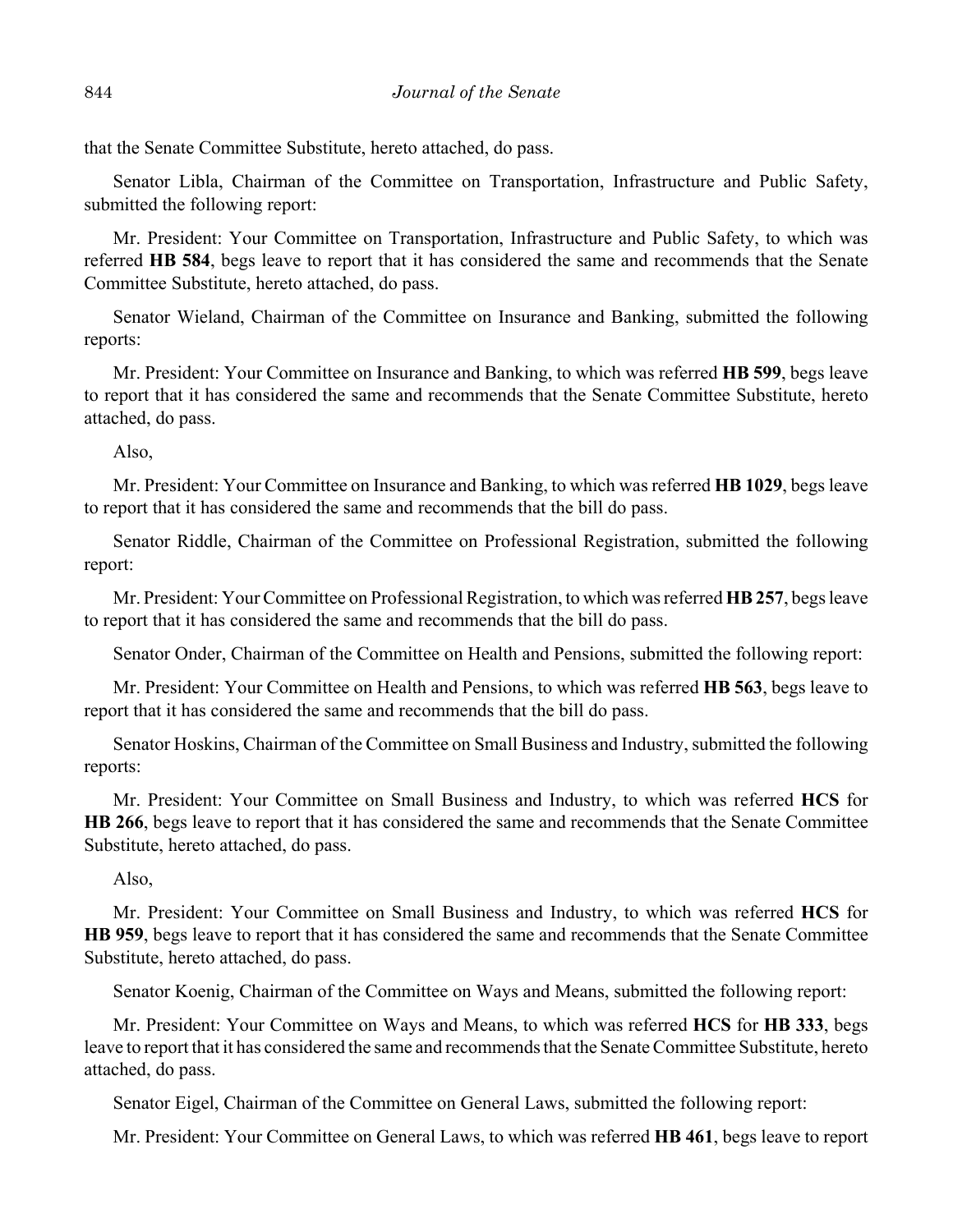that the Senate Committee Substitute, hereto attached, do pass.

Senator Libla, Chairman of the Committee on Transportation, Infrastructure and Public Safety, submitted the following report:

Mr. President: Your Committee on Transportation, Infrastructure and Public Safety, to which was referred **HB 584**, begs leave to report that it has considered the same and recommends that the Senate Committee Substitute, hereto attached, do pass.

Senator Wieland, Chairman of the Committee on Insurance and Banking, submitted the following reports:

Mr. President: Your Committee on Insurance and Banking, to which was referred **HB 599**, begs leave to report that it has considered the same and recommends that the Senate Committee Substitute, hereto attached, do pass.

Also,

Mr. President: Your Committee on Insurance and Banking, to which was referred **HB 1029**, begs leave to report that it has considered the same and recommends that the bill do pass.

Senator Riddle, Chairman of the Committee on Professional Registration, submitted the following report:

Mr. President: Your Committee on Professional Registration, to which was referred **HB 257**, begs leave to report that it has considered the same and recommends that the bill do pass.

Senator Onder, Chairman of the Committee on Health and Pensions, submitted the following report:

Mr. President: Your Committee on Health and Pensions, to which was referred **HB 563**, begs leave to report that it has considered the same and recommends that the bill do pass.

Senator Hoskins, Chairman of the Committee on Small Business and Industry, submitted the following reports:

Mr. President: Your Committee on Small Business and Industry, to which was referred **HCS** for **HB 266**, begs leave to report that it has considered the same and recommends that the Senate Committee Substitute, hereto attached, do pass.

Also,

Mr. President: Your Committee on Small Business and Industry, to which was referred **HCS** for **HB 959**, begs leave to report that it has considered the same and recommends that the Senate Committee Substitute, hereto attached, do pass.

Senator Koenig, Chairman of the Committee on Ways and Means, submitted the following report:

Mr. President: Your Committee on Ways and Means, to which was referred **HCS** for **HB 333**, begs leave to report that it has considered the same and recommends that the Senate Committee Substitute, hereto attached, do pass.

Senator Eigel, Chairman of the Committee on General Laws, submitted the following report:

Mr. President: Your Committee on General Laws, to which was referred **HB 461**, begs leave to report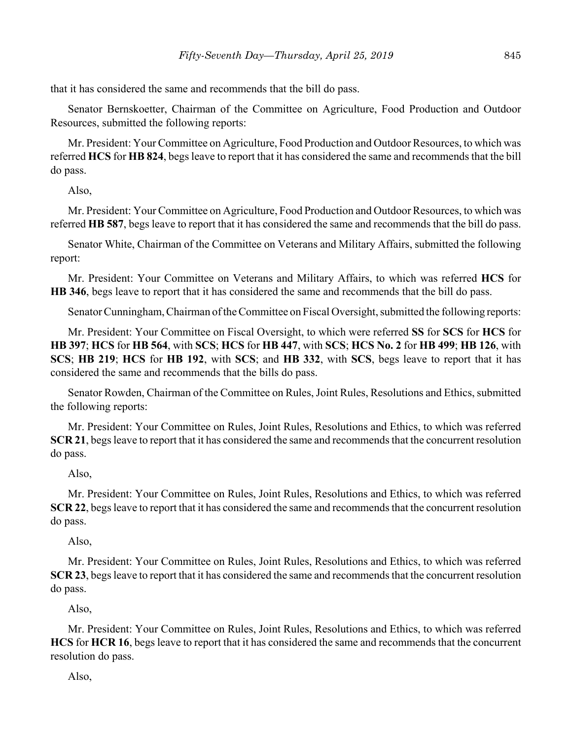that it has considered the same and recommends that the bill do pass.

Senator Bernskoetter, Chairman of the Committee on Agriculture, Food Production and Outdoor Resources, submitted the following reports:

Mr. President: Your Committee on Agriculture, Food Production and Outdoor Resources, to which was referred **HCS** for **HB 824**, begs leave to report that it has considered the same and recommends that the bill do pass.

Also,

Mr. President: Your Committee on Agriculture, Food Production and Outdoor Resources, to which was referred **HB 587**, begs leave to report that it has considered the same and recommends that the bill do pass.

Senator White, Chairman of the Committee on Veterans and Military Affairs, submitted the following report:

Mr. President: Your Committee on Veterans and Military Affairs, to which was referred **HCS** for **HB 346**, begs leave to report that it has considered the same and recommends that the bill do pass.

Senator Cunningham, Chairman of the Committee on Fiscal Oversight, submitted the following reports:

Mr. President: Your Committee on Fiscal Oversight, to which were referred **SS** for **SCS** for **HCS** for **HB 397**; **HCS** for **HB 564**, with **SCS**; **HCS** for **HB 447**, with **SCS**; **HCS No. 2** for **HB 499**; **HB 126**, with **SCS**; **HB 219**; **HCS** for **HB 192**, with **SCS**; and **HB 332**, with **SCS**, begs leave to report that it has considered the same and recommends that the bills do pass.

Senator Rowden, Chairman of the Committee on Rules, Joint Rules, Resolutions and Ethics, submitted the following reports:

Mr. President: Your Committee on Rules, Joint Rules, Resolutions and Ethics, to which was referred **SCR 21**, begs leave to report that it has considered the same and recommends that the concurrent resolution do pass.

Also,

Mr. President: Your Committee on Rules, Joint Rules, Resolutions and Ethics, to which was referred **SCR 22**, begs leave to report that it has considered the same and recommends that the concurrent resolution do pass.

Also,

Mr. President: Your Committee on Rules, Joint Rules, Resolutions and Ethics, to which was referred **SCR 23**, begs leave to report that it has considered the same and recommends that the concurrent resolution do pass.

Also,

Mr. President: Your Committee on Rules, Joint Rules, Resolutions and Ethics, to which was referred **HCS** for **HCR 16**, begs leave to report that it has considered the same and recommends that the concurrent resolution do pass.

Also,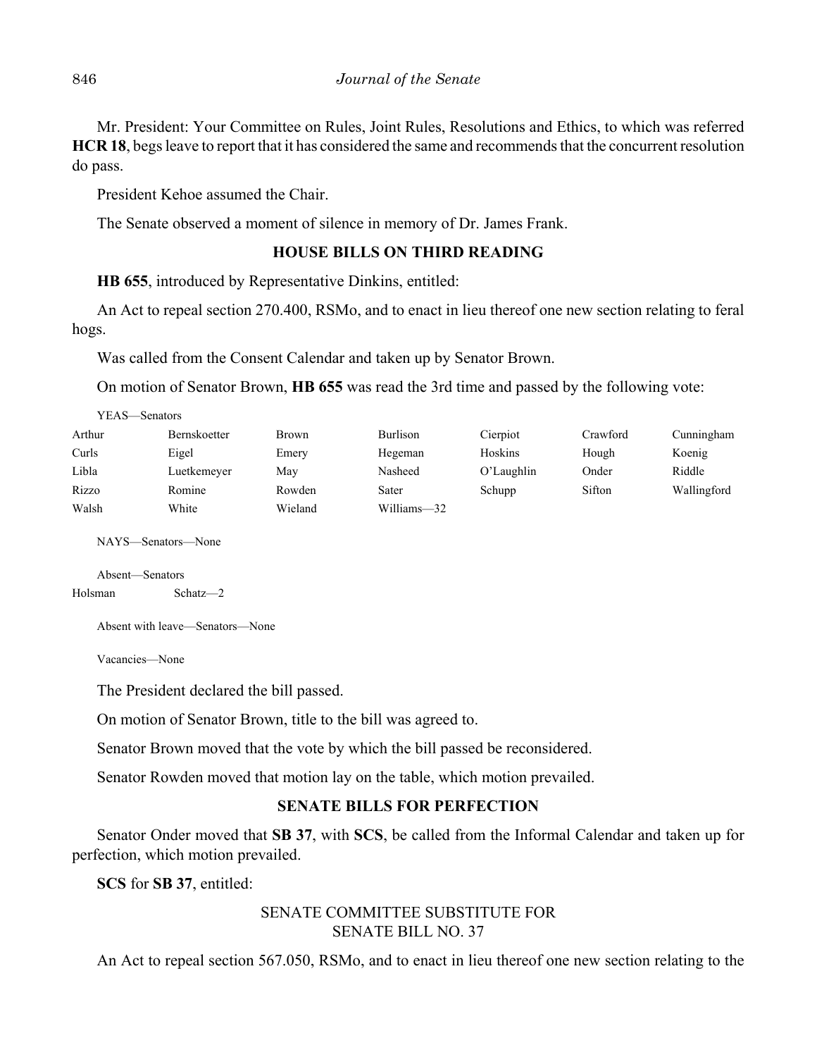Mr. President: Your Committee on Rules, Joint Rules, Resolutions and Ethics, to which was referred **HCR 18**, begs leave to report that it has considered the same and recommends that the concurrent resolution do pass.

President Kehoe assumed the Chair.

The Senate observed a moment of silence in memory of Dr. James Frank.

## HOUSE BILLS ON THIRD READING

**HB 655**, introduced by Representative Dinkins, entitled:

An Act to repeal section 270.400, RSMo, and to enact in lieu thereof one new section relating to feral hogs.

Was called from the Consent Calendar and taken up by Senator Brown.

On motion of Senator Brown, **HB 655** was read the 3rd time and passed by the following vote:

YEAS—Senators

| | | | | | | |
|---|---|---|---|---|---|---|
| Arthur | Bernskoetter | Brown | Burlison | Cierpiot | Crawford | Cunningham |
| Curls | Eigel | Emery | Hegeman | Hoskins | Hough | Koenig |
| Libla | Luetkemeyer | May | Nasheed | O'Laughlin | Onder | Riddle |
| Rizzo | Romine | Rowden | Sater | Schupp | Sifton | Wallingford |
| Walsh | White | Wieland | Williams—32 | | | |

NAYS—Senators—None

Absent—Senators

Holsman Schatz—2

Absent with leave—Senators—None

Vacancies—None

The President declared the bill passed.

On motion of Senator Brown, title to the bill was agreed to.

Senator Brown moved that the vote by which the bill passed be reconsidered.

Senator Rowden moved that motion lay on the table, which motion prevailed.

## SENATE BILLS FOR PERFECTION

Senator Onder moved that **SB 37**, with **SCS**, be called from the Informal Calendar and taken up for perfection, which motion prevailed.

**SCS** for **SB 37**, entitled:

SENATE COMMITTEE SUBSTITUTE FOR
SENATE BILL NO. 37

An Act to repeal section 567.050, RSMo, and to enact in lieu thereof one new section relating to the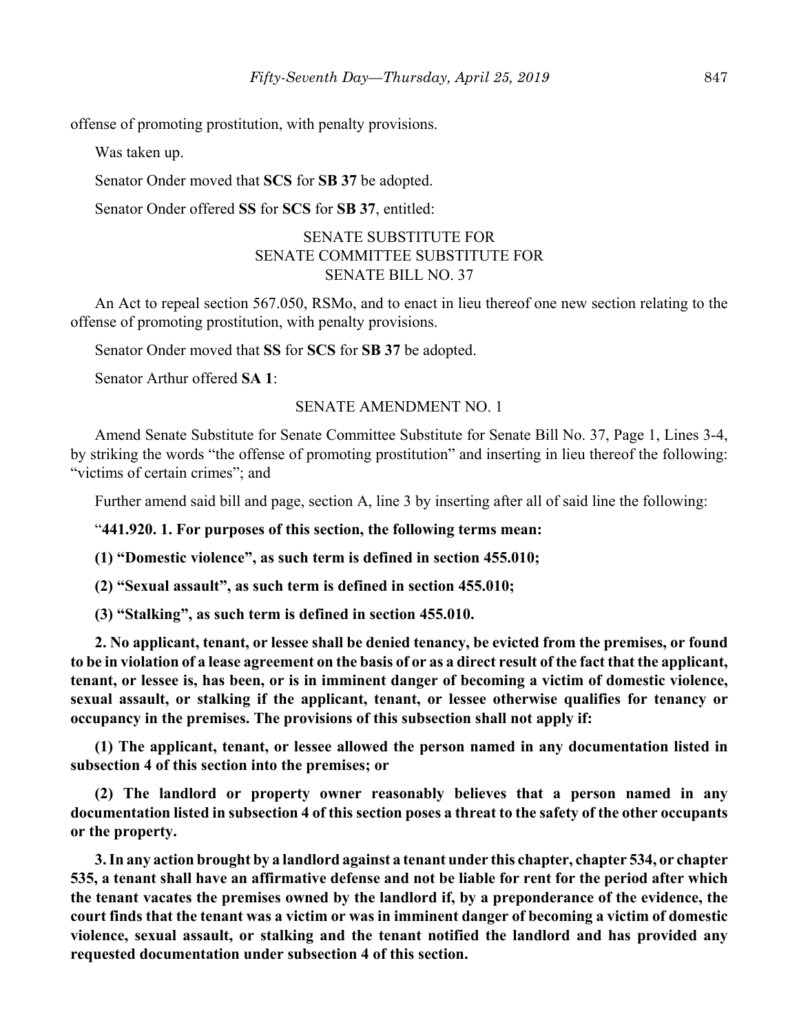offense of promoting prostitution, with penalty provisions.

Was taken up.

Senator Onder moved that **SCS** for **SB 37** be adopted.

Senator Onder offered **SS** for **SCS** for **SB 37**, entitled:

SENATE SUBSTITUTE FOR
SENATE COMMITTEE SUBSTITUTE FOR
SENATE BILL NO. 37

An Act to repeal section 567.050, RSMo, and to enact in lieu thereof one new section relating to the offense of promoting prostitution, with penalty provisions.

Senator Onder moved that **SS** for **SCS** for **SB 37** be adopted.

Senator Arthur offered **SA 1**:

SENATE AMENDMENT NO. 1

Amend Senate Substitute for Senate Committee Substitute for Senate Bill No. 37, Page 1, Lines 3-4, by striking the words "the offense of promoting prostitution" and inserting in lieu thereof the following: "victims of certain crimes"; and

Further amend said bill and page, section A, line 3 by inserting after all of said line the following:

"**441.920. 1. For purposes of this section, the following terms mean:**

**(1) "Domestic violence", as such term is defined in section 455.010;**

**(2) "Sexual assault", as such term is defined in section 455.010;**

**(3) "Stalking", as such term is defined in section 455.010.**

**2. No applicant, tenant, or lessee shall be denied tenancy, be evicted from the premises, or found to be in violation of a lease agreement on the basis of or as a direct result of the fact that the applicant, tenant, or lessee is, has been, or is in imminent danger of becoming a victim of domestic violence, sexual assault, or stalking if the applicant, tenant, or lessee otherwise qualifies for tenancy or occupancy in the premises. The provisions of this subsection shall not apply if:**

**(1) The applicant, tenant, or lessee allowed the person named in any documentation listed in subsection 4 of this section into the premises; or**

**(2) The landlord or property owner reasonably believes that a person named in any documentation listed in subsection 4 of this section poses a threat to the safety of the other occupants or the property.**

**3. In any action brought by a landlord against a tenant under this chapter, chapter 534, or chapter 535, a tenant shall have an affirmative defense and not be liable for rent for the period after which the tenant vacates the premises owned by the landlord if, by a preponderance of the evidence, the court finds that the tenant was a victim or was in imminent danger of becoming a victim of domestic violence, sexual assault, or stalking and the tenant notified the landlord and has provided any requested documentation under subsection 4 of this section.**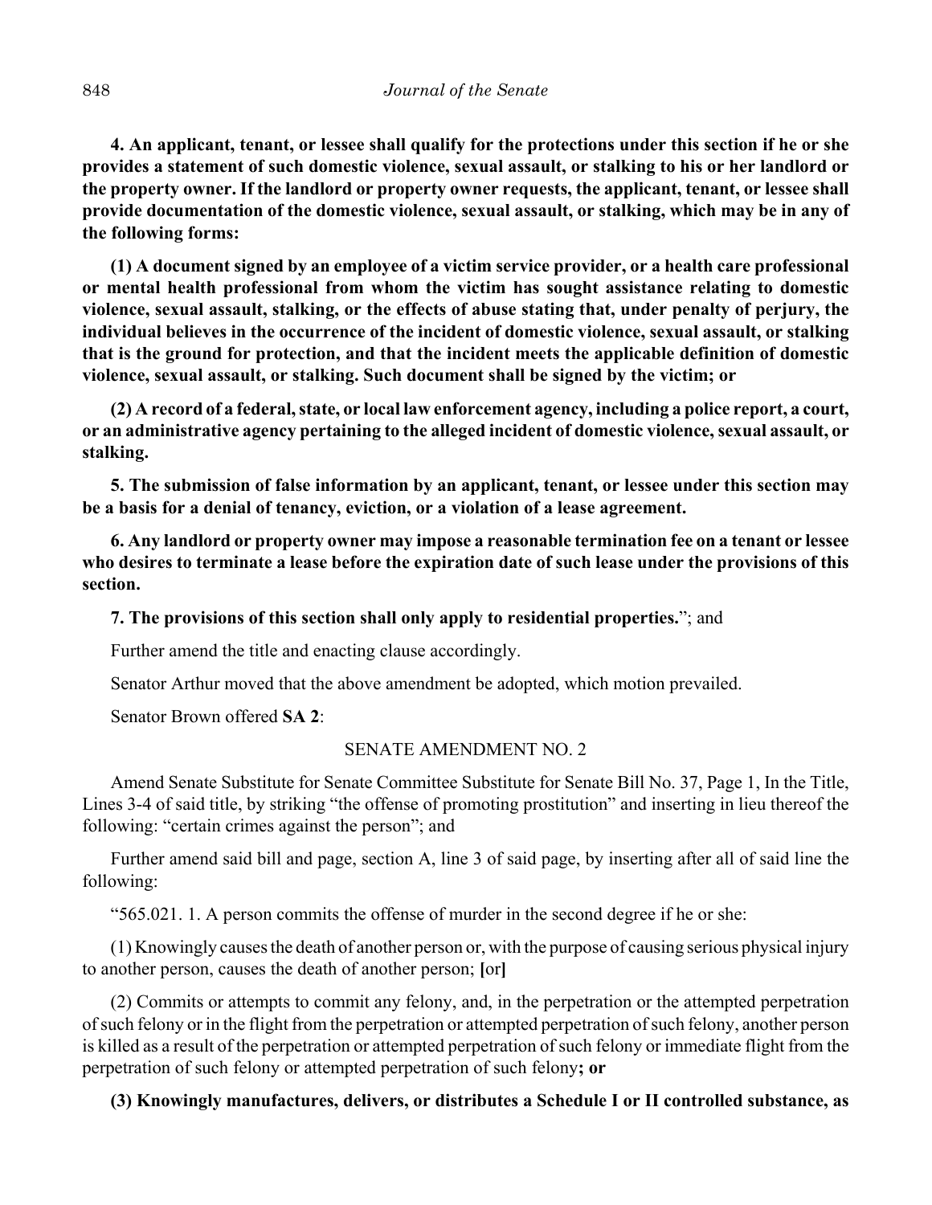**4. An applicant, tenant, or lessee shall qualify for the protections under this section if he or she provides a statement of such domestic violence, sexual assault, or stalking to his or her landlord or the property owner. If the landlord or property owner requests, the applicant, tenant, or lessee shall provide documentation of the domestic violence, sexual assault, or stalking, which may be in any of the following forms:**

**(1) A document signed by an employee of a victim service provider, or a health care professional or mental health professional from whom the victim has sought assistance relating to domestic violence, sexual assault, stalking, or the effects of abuse stating that, under penalty of perjury, the individual believes in the occurrence of the incident of domestic violence, sexual assault, or stalking that is the ground for protection, and that the incident meets the applicable definition of domestic violence, sexual assault, or stalking. Such document shall be signed by the victim; or**

**(2) A record of a federal, state, or local law enforcement agency, including a police report, a court, or an administrative agency pertaining to the alleged incident of domestic violence, sexual assault, or stalking.**

**5. The submission of false information by an applicant, tenant, or lessee under this section may be a basis for a denial of tenancy, eviction, or a violation of a lease agreement.**

**6. Any landlord or property owner may impose a reasonable termination fee on a tenant or lessee who desires to terminate a lease before the expiration date of such lease under the provisions of this section.**

**7. The provisions of this section shall only apply to residential properties.**"; and

Further amend the title and enacting clause accordingly.

Senator Arthur moved that the above amendment be adopted, which motion prevailed.

Senator Brown offered **SA 2**:

SENATE AMENDMENT NO. 2

Amend Senate Substitute for Senate Committee Substitute for Senate Bill No. 37, Page 1, In the Title, Lines 3-4 of said title, by striking "the offense of promoting prostitution" and inserting in lieu thereof the following: "certain crimes against the person"; and

Further amend said bill and page, section A, line 3 of said page, by inserting after all of said line the following:

"565.021. 1. A person commits the offense of murder in the second degree if he or she:

(1) Knowingly causes the death of another person or, with the purpose of causing serious physical injury to another person, causes the death of another person; **[**or**]**

(2) Commits or attempts to commit any felony, and, in the perpetration or the attempted perpetration of such felony or in the flight from the perpetration or attempted perpetration of such felony, another person is killed as a result of the perpetration or attempted perpetration of such felony or immediate flight from the perpetration of such felony or attempted perpetration of such felony**; or**

**(3) Knowingly manufactures, delivers, or distributes a Schedule I or II controlled substance, as**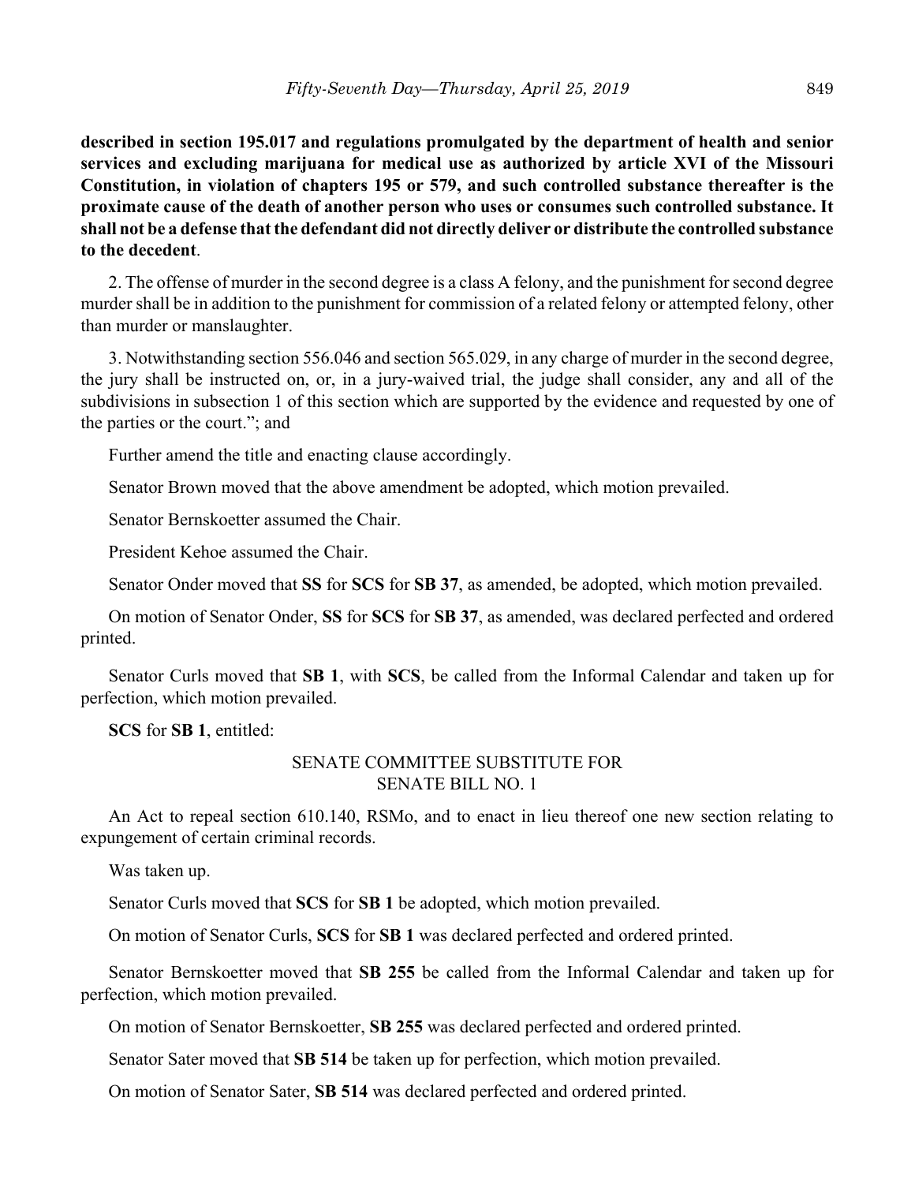**described in section 195.017 and regulations promulgated by the department of health and senior services and excluding marijuana for medical use as authorized by article XVI of the Missouri Constitution, in violation of chapters 195 or 579, and such controlled substance thereafter is the proximate cause of the death of another person who uses or consumes such controlled substance. It shall not be a defense that the defendant did not directly deliver or distribute the controlled substance to the decedent**.

2. The offense of murder in the second degree is a class A felony, and the punishment for second degree murder shall be in addition to the punishment for commission of a related felony or attempted felony, other than murder or manslaughter.

3. Notwithstanding section 556.046 and section 565.029, in any charge of murder in the second degree, the jury shall be instructed on, or, in a jury-waived trial, the judge shall consider, any and all of the subdivisions in subsection 1 of this section which are supported by the evidence and requested by one of the parties or the court."; and

Further amend the title and enacting clause accordingly.

Senator Brown moved that the above amendment be adopted, which motion prevailed.

Senator Bernskoetter assumed the Chair.

President Kehoe assumed the Chair.

Senator Onder moved that **SS** for **SCS** for **SB 37**, as amended, be adopted, which motion prevailed.

On motion of Senator Onder, **SS** for **SCS** for **SB 37**, as amended, was declared perfected and ordered printed.

Senator Curls moved that **SB 1**, with **SCS**, be called from the Informal Calendar and taken up for perfection, which motion prevailed.

**SCS** for **SB 1**, entitled:

SENATE COMMITTEE SUBSTITUTE FOR
SENATE BILL NO. 1

An Act to repeal section 610.140, RSMo, and to enact in lieu thereof one new section relating to expungement of certain criminal records.

Was taken up.

Senator Curls moved that **SCS** for **SB 1** be adopted, which motion prevailed.

On motion of Senator Curls, **SCS** for **SB 1** was declared perfected and ordered printed.

Senator Bernskoetter moved that **SB 255** be called from the Informal Calendar and taken up for perfection, which motion prevailed.

On motion of Senator Bernskoetter, **SB 255** was declared perfected and ordered printed.

Senator Sater moved that **SB 514** be taken up for perfection, which motion prevailed.

On motion of Senator Sater, **SB 514** was declared perfected and ordered printed.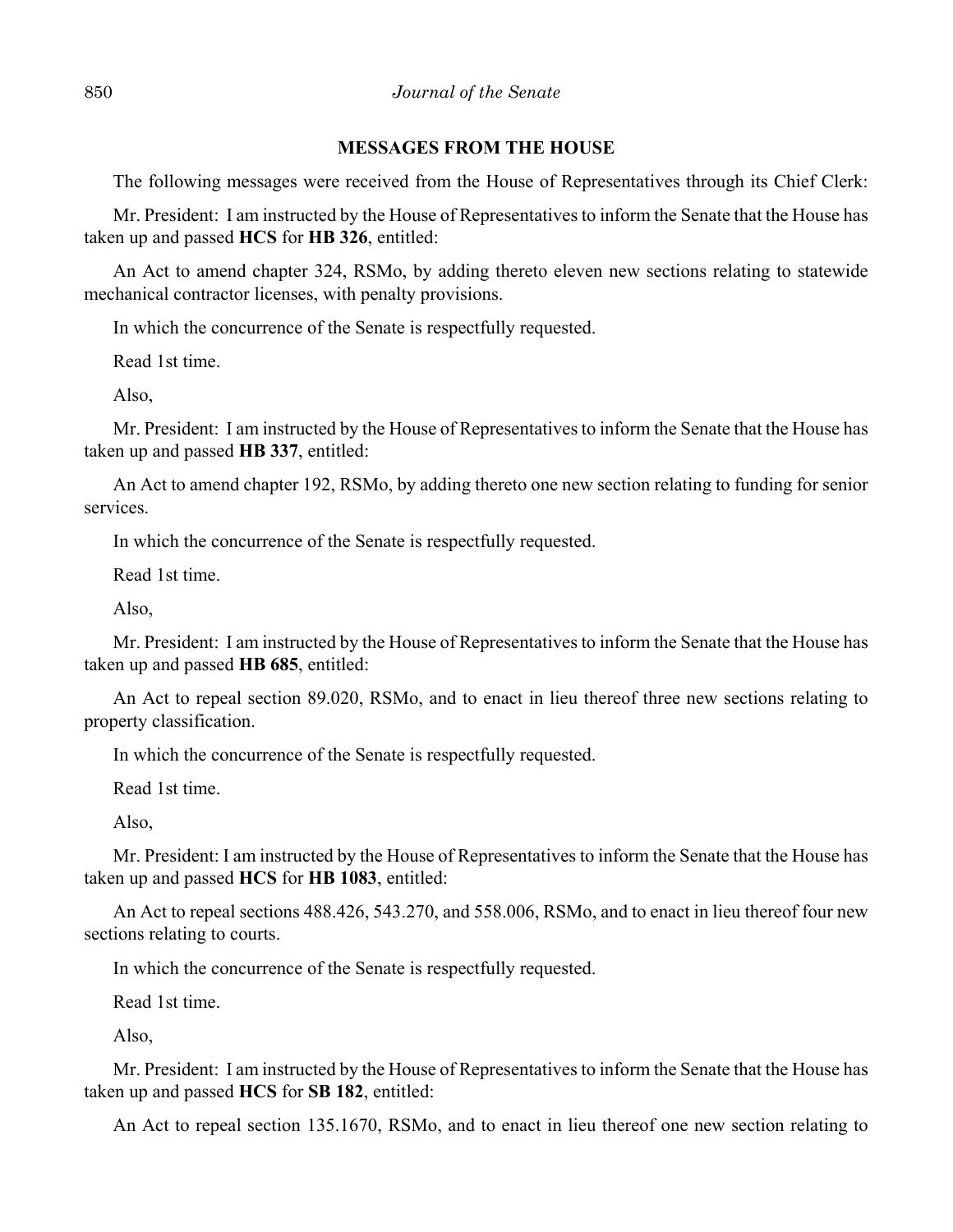## MESSAGES FROM THE HOUSE

The following messages were received from the House of Representatives through its Chief Clerk:

Mr. President: I am instructed by the House of Representatives to inform the Senate that the House has taken up and passed **HCS** for **HB 326**, entitled:

An Act to amend chapter 324, RSMo, by adding thereto eleven new sections relating to statewide mechanical contractor licenses, with penalty provisions.

In which the concurrence of the Senate is respectfully requested.

Read 1st time.

Also,

Mr. President: I am instructed by the House of Representatives to inform the Senate that the House has taken up and passed **HB 337**, entitled:

An Act to amend chapter 192, RSMo, by adding thereto one new section relating to funding for senior services.

In which the concurrence of the Senate is respectfully requested.

Read 1st time.

Also,

Mr. President: I am instructed by the House of Representatives to inform the Senate that the House has taken up and passed **HB 685**, entitled:

An Act to repeal section 89.020, RSMo, and to enact in lieu thereof three new sections relating to property classification.

In which the concurrence of the Senate is respectfully requested.

Read 1st time.

Also,

Mr. President: I am instructed by the House of Representatives to inform the Senate that the House has taken up and passed **HCS** for **HB 1083**, entitled:

An Act to repeal sections 488.426, 543.270, and 558.006, RSMo, and to enact in lieu thereof four new sections relating to courts.

In which the concurrence of the Senate is respectfully requested.

Read 1st time.

Also,

Mr. President: I am instructed by the House of Representatives to inform the Senate that the House has taken up and passed **HCS** for **SB 182**, entitled:

An Act to repeal section 135.1670, RSMo, and to enact in lieu thereof one new section relating to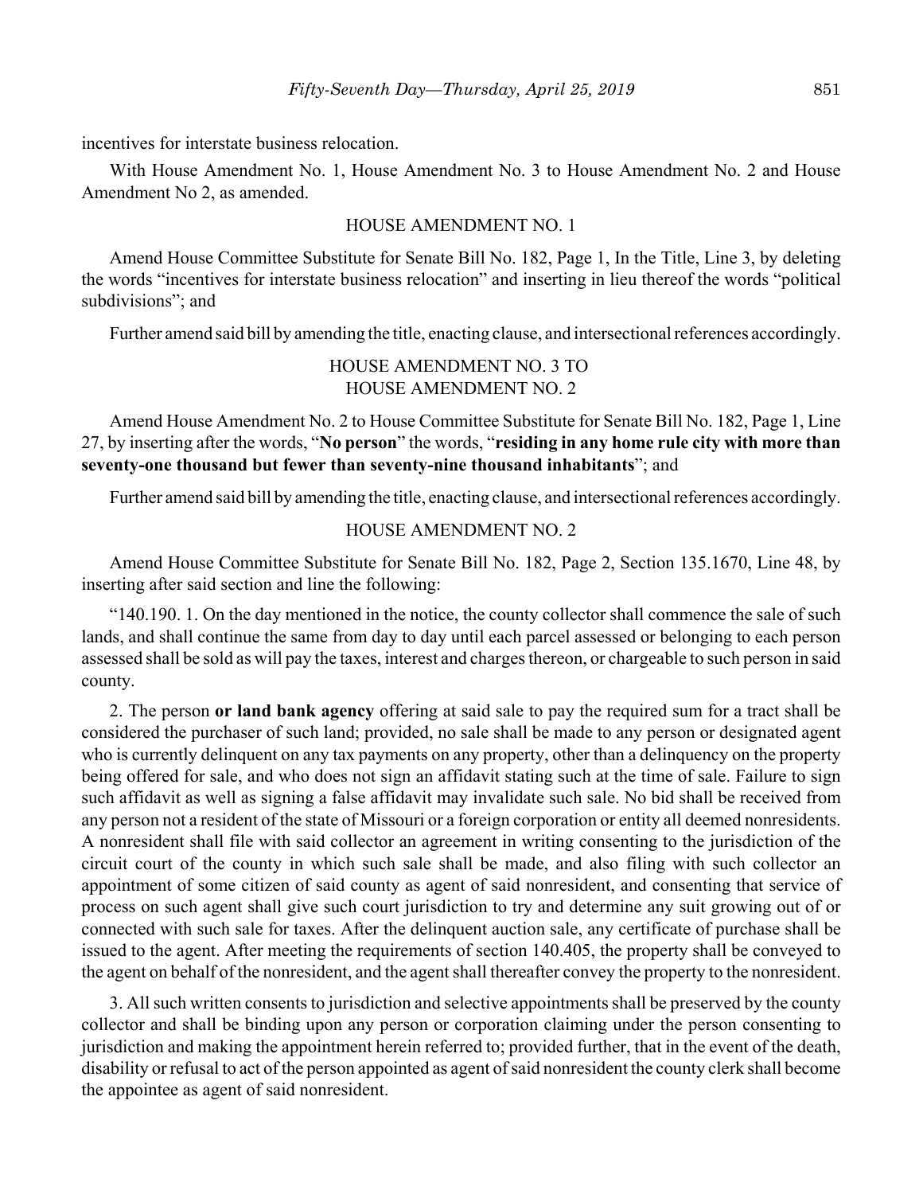incentives for interstate business relocation.

With House Amendment No. 1, House Amendment No. 3 to House Amendment No. 2 and House Amendment No 2, as amended.

HOUSE AMENDMENT NO. 1

Amend House Committee Substitute for Senate Bill No. 182, Page 1, In the Title, Line 3, by deleting the words "incentives for interstate business relocation" and inserting in lieu thereof the words "political subdivisions"; and

Further amend said bill by amending the title, enacting clause, and intersectional references accordingly.

HOUSE AMENDMENT NO. 3 TO
HOUSE AMENDMENT NO. 2

Amend House Amendment No. 2 to House Committee Substitute for Senate Bill No. 182, Page 1, Line 27, by inserting after the words, "**No person**" the words, "**residing in any home rule city with more than seventy-one thousand but fewer than seventy-nine thousand inhabitants**"; and

Further amend said bill by amending the title, enacting clause, and intersectional references accordingly.

HOUSE AMENDMENT NO. 2

Amend House Committee Substitute for Senate Bill No. 182, Page 2, Section 135.1670, Line 48, by inserting after said section and line the following:

"140.190. 1. On the day mentioned in the notice, the county collector shall commence the sale of such lands, and shall continue the same from day to day until each parcel assessed or belonging to each person assessed shall be sold as will pay the taxes, interest and charges thereon, or chargeable to such person in said county.

2. The person **or land bank agency** offering at said sale to pay the required sum for a tract shall be considered the purchaser of such land; provided, no sale shall be made to any person or designated agent who is currently delinquent on any tax payments on any property, other than a delinquency on the property being offered for sale, and who does not sign an affidavit stating such at the time of sale. Failure to sign such affidavit as well as signing a false affidavit may invalidate such sale. No bid shall be received from any person not a resident of the state of Missouri or a foreign corporation or entity all deemed nonresidents. A nonresident shall file with said collector an agreement in writing consenting to the jurisdiction of the circuit court of the county in which such sale shall be made, and also filing with such collector an appointment of some citizen of said county as agent of said nonresident, and consenting that service of process on such agent shall give such court jurisdiction to try and determine any suit growing out of or connected with such sale for taxes. After the delinquent auction sale, any certificate of purchase shall be issued to the agent. After meeting the requirements of section 140.405, the property shall be conveyed to the agent on behalf of the nonresident, and the agent shall thereafter convey the property to the nonresident.

3. All such written consents to jurisdiction and selective appointments shall be preserved by the county collector and shall be binding upon any person or corporation claiming under the person consenting to jurisdiction and making the appointment herein referred to; provided further, that in the event of the death, disability or refusal to act of the person appointed as agent of said nonresident the county clerk shall become the appointee as agent of said nonresident.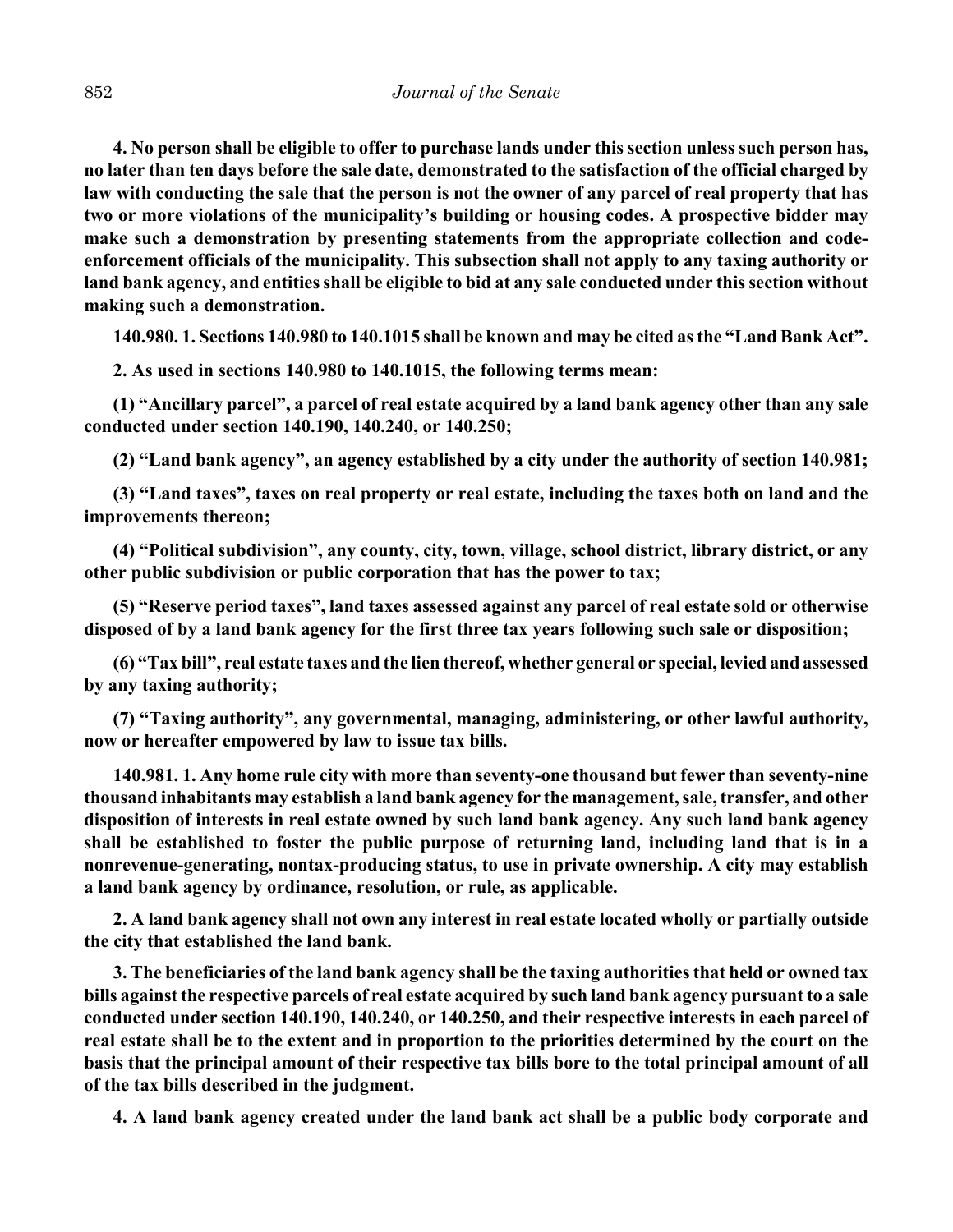**4. No person shall be eligible to offer to purchase lands under this section unless such person has, no later than ten days before the sale date, demonstrated to the satisfaction of the official charged by law with conducting the sale that the person is not the owner of any parcel of real property that has two or more violations of the municipality's building or housing codes. A prospective bidder may make such a demonstration by presenting statements from the appropriate collection and code-enforcement officials of the municipality. This subsection shall not apply to any taxing authority or land bank agency, and entities shall be eligible to bid at any sale conducted under this section without making such a demonstration.**

**140.980. 1. Sections 140.980 to 140.1015 shall be known and may be cited as the "Land Bank Act".**

**2. As used in sections 140.980 to 140.1015, the following terms mean:**

**(1) "Ancillary parcel", a parcel of real estate acquired by a land bank agency other than any sale conducted under section 140.190, 140.240, or 140.250;**

**(2) "Land bank agency", an agency established by a city under the authority of section 140.981;**

**(3) "Land taxes", taxes on real property or real estate, including the taxes both on land and the improvements thereon;**

**(4) "Political subdivision", any county, city, town, village, school district, library district, or any other public subdivision or public corporation that has the power to tax;**

**(5) "Reserve period taxes", land taxes assessed against any parcel of real estate sold or otherwise disposed of by a land bank agency for the first three tax years following such sale or disposition;**

**(6) "Tax bill", real estate taxes and the lien thereof, whether general or special, levied and assessed by any taxing authority;**

**(7) "Taxing authority", any governmental, managing, administering, or other lawful authority, now or hereafter empowered by law to issue tax bills.**

**140.981. 1. Any home rule city with more than seventy-one thousand but fewer than seventy-nine thousand inhabitants may establish a land bank agency for the management, sale, transfer, and other disposition of interests in real estate owned by such land bank agency. Any such land bank agency shall be established to foster the public purpose of returning land, including land that is in a nonrevenue-generating, nontax-producing status, to use in private ownership. A city may establish a land bank agency by ordinance, resolution, or rule, as applicable.**

**2. A land bank agency shall not own any interest in real estate located wholly or partially outside the city that established the land bank.**

**3. The beneficiaries of the land bank agency shall be the taxing authorities that held or owned tax bills against the respective parcels of real estate acquired by such land bank agency pursuant to a sale conducted under section 140.190, 140.240, or 140.250, and their respective interests in each parcel of real estate shall be to the extent and in proportion to the priorities determined by the court on the basis that the principal amount of their respective tax bills bore to the total principal amount of all of the tax bills described in the judgment.**

**4. A land bank agency created under the land bank act shall be a public body corporate and**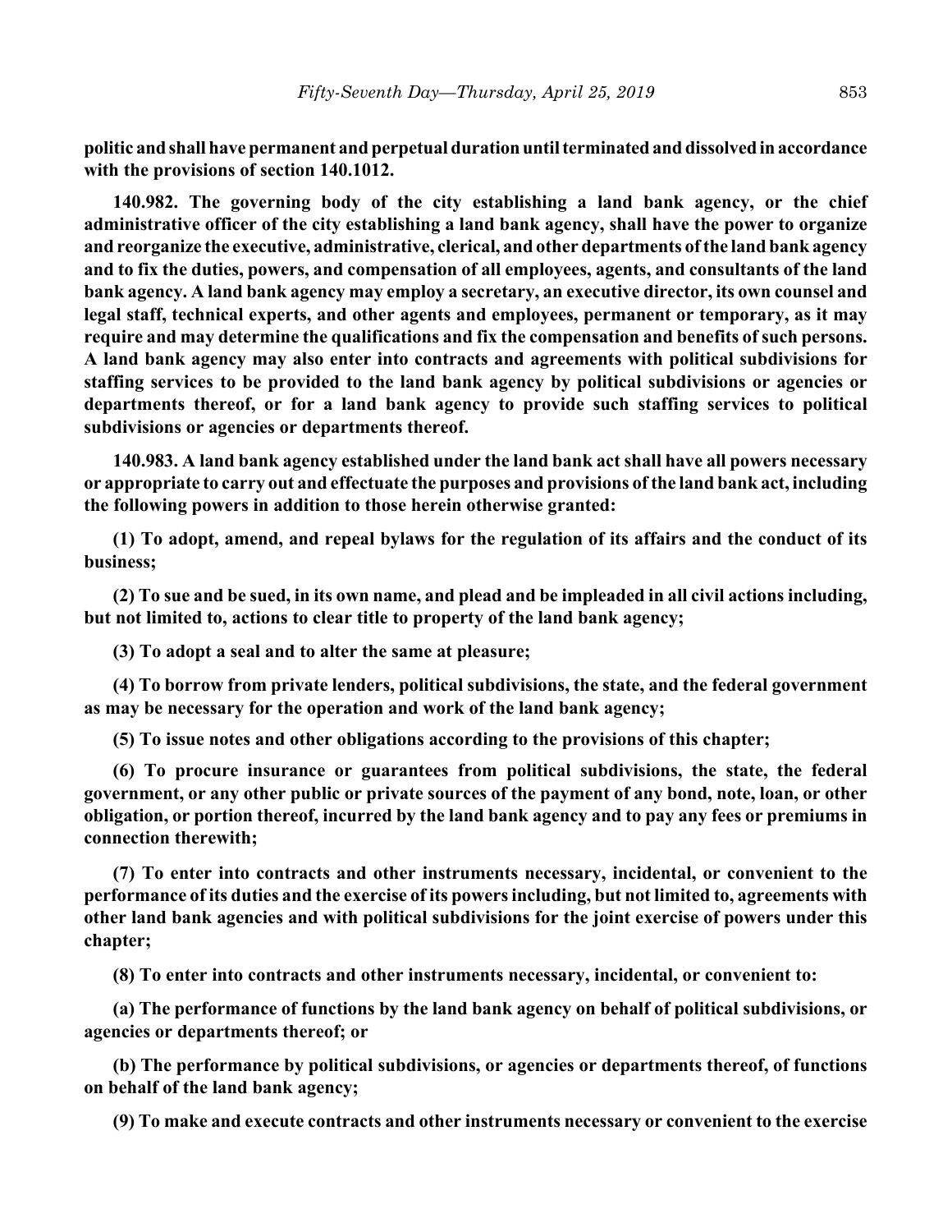**politic and shall have permanent and perpetual duration until terminated and dissolved in accordance with the provisions of section 140.1012.**

**140.982. The governing body of the city establishing a land bank agency, or the chief administrative officer of the city establishing a land bank agency, shall have the power to organize and reorganize the executive, administrative, clerical, and other departments of the land bank agency and to fix the duties, powers, and compensation of all employees, agents, and consultants of the land bank agency. A land bank agency may employ a secretary, an executive director, its own counsel and legal staff, technical experts, and other agents and employees, permanent or temporary, as it may require and may determine the qualifications and fix the compensation and benefits of such persons. A land bank agency may also enter into contracts and agreements with political subdivisions for staffing services to be provided to the land bank agency by political subdivisions or agencies or departments thereof, or for a land bank agency to provide such staffing services to political subdivisions or agencies or departments thereof.**

**140.983. A land bank agency established under the land bank act shall have all powers necessary or appropriate to carry out and effectuate the purposes and provisions of the land bank act, including the following powers in addition to those herein otherwise granted:**

**(1) To adopt, amend, and repeal bylaws for the regulation of its affairs and the conduct of its business;**

**(2) To sue and be sued, in its own name, and plead and be impleaded in all civil actions including, but not limited to, actions to clear title to property of the land bank agency;**

**(3) To adopt a seal and to alter the same at pleasure;**

**(4) To borrow from private lenders, political subdivisions, the state, and the federal government as may be necessary for the operation and work of the land bank agency;**

**(5) To issue notes and other obligations according to the provisions of this chapter;**

**(6) To procure insurance or guarantees from political subdivisions, the state, the federal government, or any other public or private sources of the payment of any bond, note, loan, or other obligation, or portion thereof, incurred by the land bank agency and to pay any fees or premiums in connection therewith;**

**(7) To enter into contracts and other instruments necessary, incidental, or convenient to the performance of its duties and the exercise of its powers including, but not limited to, agreements with other land bank agencies and with political subdivisions for the joint exercise of powers under this chapter;**

**(8) To enter into contracts and other instruments necessary, incidental, or convenient to:**

**(a) The performance of functions by the land bank agency on behalf of political subdivisions, or agencies or departments thereof; or**

**(b) The performance by political subdivisions, or agencies or departments thereof, of functions on behalf of the land bank agency;**

**(9) To make and execute contracts and other instruments necessary or convenient to the exercise**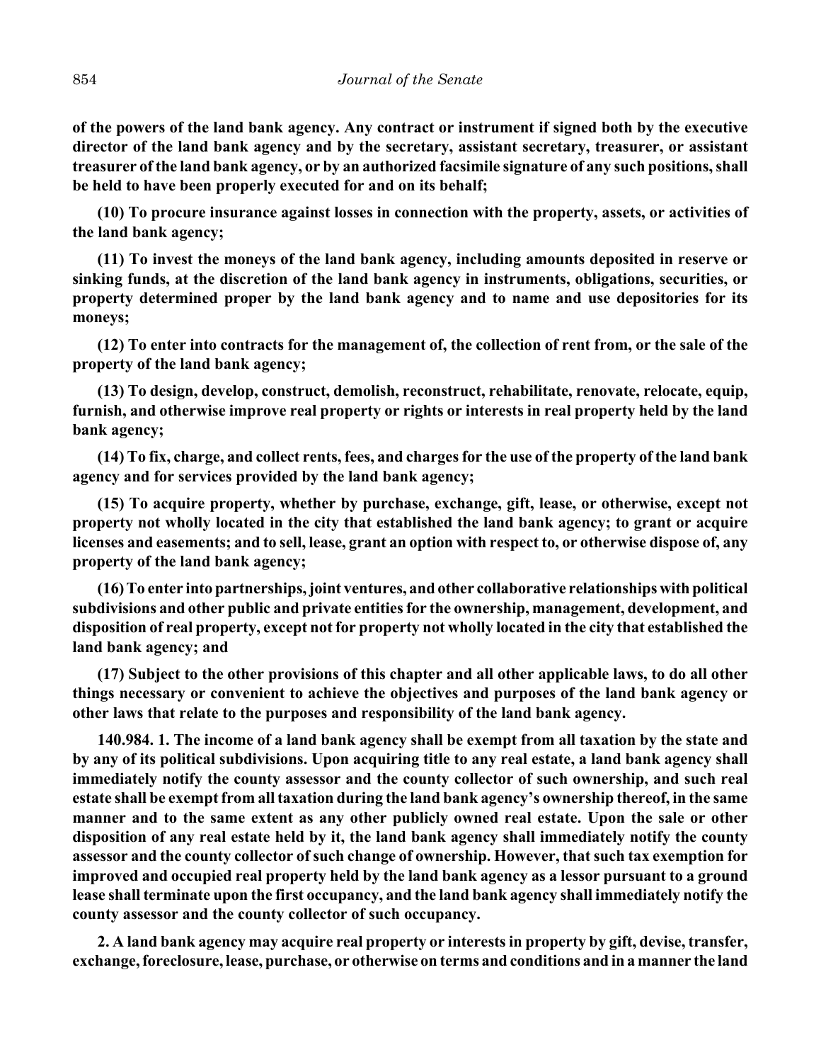**of the powers of the land bank agency. Any contract or instrument if signed both by the executive director of the land bank agency and by the secretary, assistant secretary, treasurer, or assistant treasurer of the land bank agency, or by an authorized facsimile signature of any such positions, shall be held to have been properly executed for and on its behalf;**

**(10) To procure insurance against losses in connection with the property, assets, or activities of the land bank agency;**

**(11) To invest the moneys of the land bank agency, including amounts deposited in reserve or sinking funds, at the discretion of the land bank agency in instruments, obligations, securities, or property determined proper by the land bank agency and to name and use depositories for its moneys;**

**(12) To enter into contracts for the management of, the collection of rent from, or the sale of the property of the land bank agency;**

**(13) To design, develop, construct, demolish, reconstruct, rehabilitate, renovate, relocate, equip, furnish, and otherwise improve real property or rights or interests in real property held by the land bank agency;**

**(14) To fix, charge, and collect rents, fees, and charges for the use of the property of the land bank agency and for services provided by the land bank agency;**

**(15) To acquire property, whether by purchase, exchange, gift, lease, or otherwise, except not property not wholly located in the city that established the land bank agency; to grant or acquire licenses and easements; and to sell, lease, grant an option with respect to, or otherwise dispose of, any property of the land bank agency;**

**(16) To enter into partnerships, joint ventures, and other collaborative relationships with political subdivisions and other public and private entities for the ownership, management, development, and disposition of real property, except not for property not wholly located in the city that established the land bank agency; and**

**(17) Subject to the other provisions of this chapter and all other applicable laws, to do all other things necessary or convenient to achieve the objectives and purposes of the land bank agency or other laws that relate to the purposes and responsibility of the land bank agency.**

**140.984. 1. The income of a land bank agency shall be exempt from all taxation by the state and by any of its political subdivisions. Upon acquiring title to any real estate, a land bank agency shall immediately notify the county assessor and the county collector of such ownership, and such real estate shall be exempt from all taxation during the land bank agency's ownership thereof, in the same manner and to the same extent as any other publicly owned real estate. Upon the sale or other disposition of any real estate held by it, the land bank agency shall immediately notify the county assessor and the county collector of such change of ownership. However, that such tax exemption for improved and occupied real property held by the land bank agency as a lessor pursuant to a ground lease shall terminate upon the first occupancy, and the land bank agency shall immediately notify the county assessor and the county collector of such occupancy.**

**2. A land bank agency may acquire real property or interests in property by gift, devise, transfer, exchange, foreclosure, lease, purchase, or otherwise on terms and conditions and in a manner the land**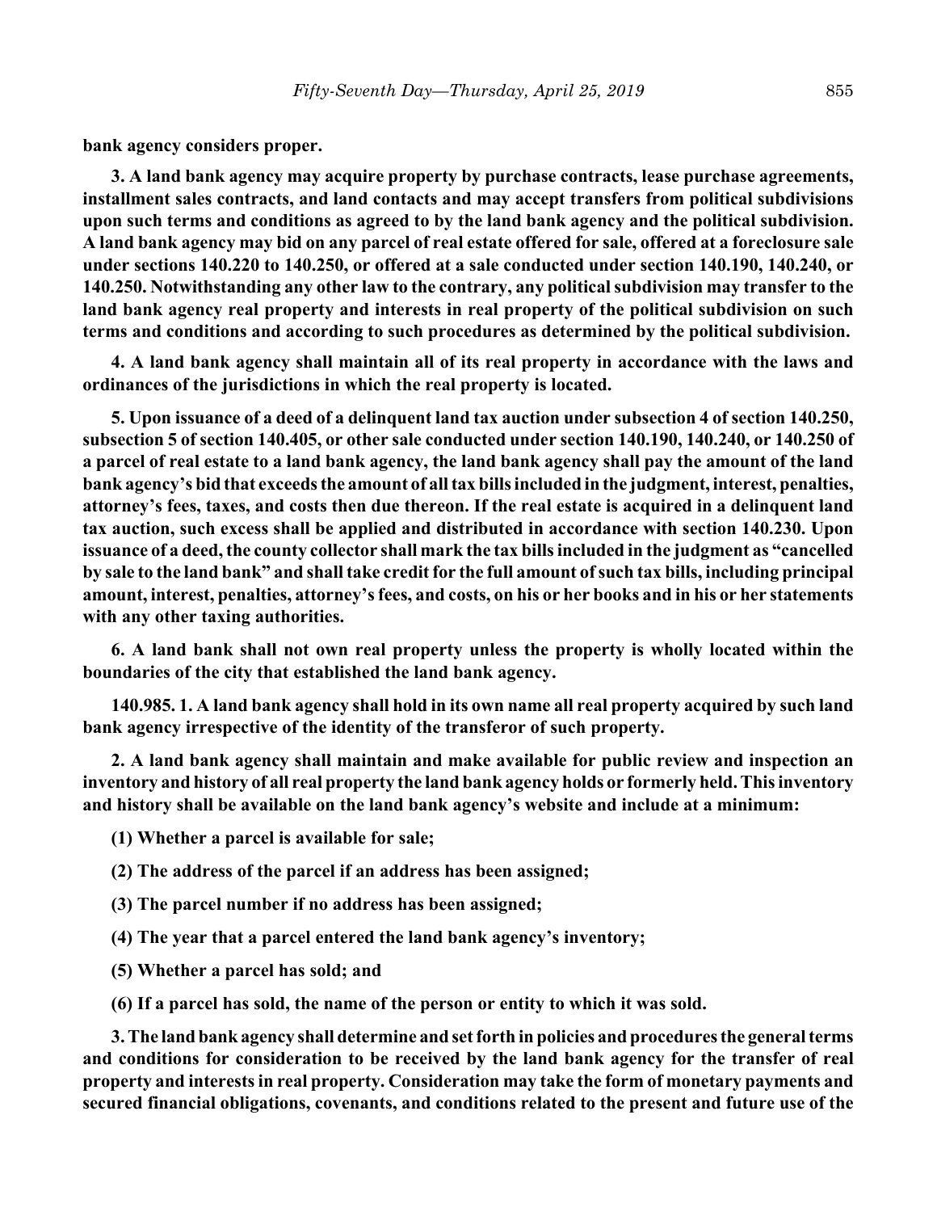**bank agency considers proper.**

**3. A land bank agency may acquire property by purchase contracts, lease purchase agreements, installment sales contracts, and land contacts and may accept transfers from political subdivisions upon such terms and conditions as agreed to by the land bank agency and the political subdivision. A land bank agency may bid on any parcel of real estate offered for sale, offered at a foreclosure sale under sections 140.220 to 140.250, or offered at a sale conducted under section 140.190, 140.240, or 140.250. Notwithstanding any other law to the contrary, any political subdivision may transfer to the land bank agency real property and interests in real property of the political subdivision on such terms and conditions and according to such procedures as determined by the political subdivision.**

**4. A land bank agency shall maintain all of its real property in accordance with the laws and ordinances of the jurisdictions in which the real property is located.**

**5. Upon issuance of a deed of a delinquent land tax auction under subsection 4 of section 140.250, subsection 5 of section 140.405, or other sale conducted under section 140.190, 140.240, or 140.250 of a parcel of real estate to a land bank agency, the land bank agency shall pay the amount of the land bank agency's bid that exceeds the amount of all tax bills included in the judgment, interest, penalties, attorney's fees, taxes, and costs then due thereon. If the real estate is acquired in a delinquent land tax auction, such excess shall be applied and distributed in accordance with section 140.230. Upon issuance of a deed, the county collector shall mark the tax bills included in the judgment as "cancelled by sale to the land bank" and shall take credit for the full amount of such tax bills, including principal amount, interest, penalties, attorney's fees, and costs, on his or her books and in his or her statements with any other taxing authorities.**

**6. A land bank shall not own real property unless the property is wholly located within the boundaries of the city that established the land bank agency.**

**140.985. 1. A land bank agency shall hold in its own name all real property acquired by such land bank agency irrespective of the identity of the transferor of such property.**

**2. A land bank agency shall maintain and make available for public review and inspection an inventory and history of all real property the land bank agency holds or formerly held. This inventory and history shall be available on the land bank agency's website and include at a minimum:**

**(1) Whether a parcel is available for sale;**

**(2) The address of the parcel if an address has been assigned;**

**(3) The parcel number if no address has been assigned;**

**(4) The year that a parcel entered the land bank agency's inventory;**

**(5) Whether a parcel has sold; and**

**(6) If a parcel has sold, the name of the person or entity to which it was sold.**

**3. The land bank agency shall determine and set forth in policies and procedures the general terms and conditions for consideration to be received by the land bank agency for the transfer of real property and interests in real property. Consideration may take the form of monetary payments and secured financial obligations, covenants, and conditions related to the present and future use of the**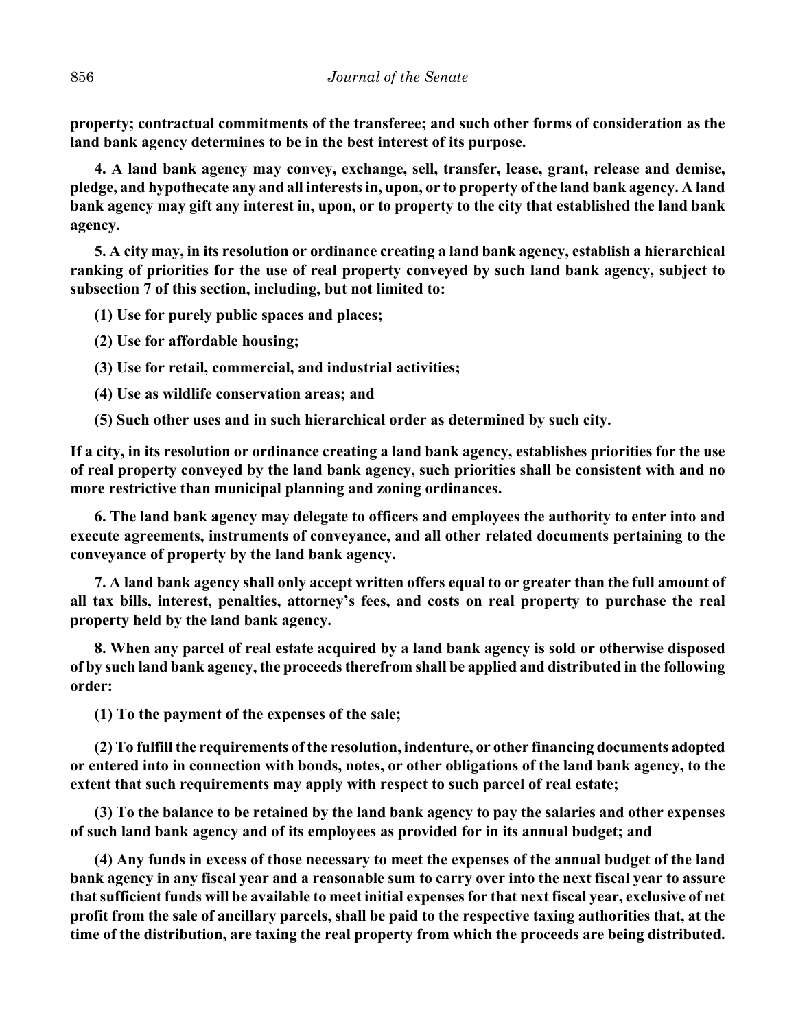**property; contractual commitments of the transferee; and such other forms of consideration as the land bank agency determines to be in the best interest of its purpose.**

**4. A land bank agency may convey, exchange, sell, transfer, lease, grant, release and demise, pledge, and hypothecate any and all interests in, upon, or to property of the land bank agency. A land bank agency may gift any interest in, upon, or to property to the city that established the land bank agency.**

**5. A city may, in its resolution or ordinance creating a land bank agency, establish a hierarchical ranking of priorities for the use of real property conveyed by such land bank agency, subject to subsection 7 of this section, including, but not limited to:**

**(1) Use for purely public spaces and places;**

**(2) Use for affordable housing;**

**(3) Use for retail, commercial, and industrial activities;**

**(4) Use as wildlife conservation areas; and**

**(5) Such other uses and in such hierarchical order as determined by such city.**

**If a city, in its resolution or ordinance creating a land bank agency, establishes priorities for the use of real property conveyed by the land bank agency, such priorities shall be consistent with and no more restrictive than municipal planning and zoning ordinances.**

**6. The land bank agency may delegate to officers and employees the authority to enter into and execute agreements, instruments of conveyance, and all other related documents pertaining to the conveyance of property by the land bank agency.**

**7. A land bank agency shall only accept written offers equal to or greater than the full amount of all tax bills, interest, penalties, attorney's fees, and costs on real property to purchase the real property held by the land bank agency.**

**8. When any parcel of real estate acquired by a land bank agency is sold or otherwise disposed of by such land bank agency, the proceeds therefrom shall be applied and distributed in the following order:**

**(1) To the payment of the expenses of the sale;**

**(2) To fulfill the requirements of the resolution, indenture, or other financing documents adopted or entered into in connection with bonds, notes, or other obligations of the land bank agency, to the extent that such requirements may apply with respect to such parcel of real estate;**

**(3) To the balance to be retained by the land bank agency to pay the salaries and other expenses of such land bank agency and of its employees as provided for in its annual budget; and**

**(4) Any funds in excess of those necessary to meet the expenses of the annual budget of the land bank agency in any fiscal year and a reasonable sum to carry over into the next fiscal year to assure that sufficient funds will be available to meet initial expenses for that next fiscal year, exclusive of net profit from the sale of ancillary parcels, shall be paid to the respective taxing authorities that, at the time of the distribution, are taxing the real property from which the proceeds are being distributed.**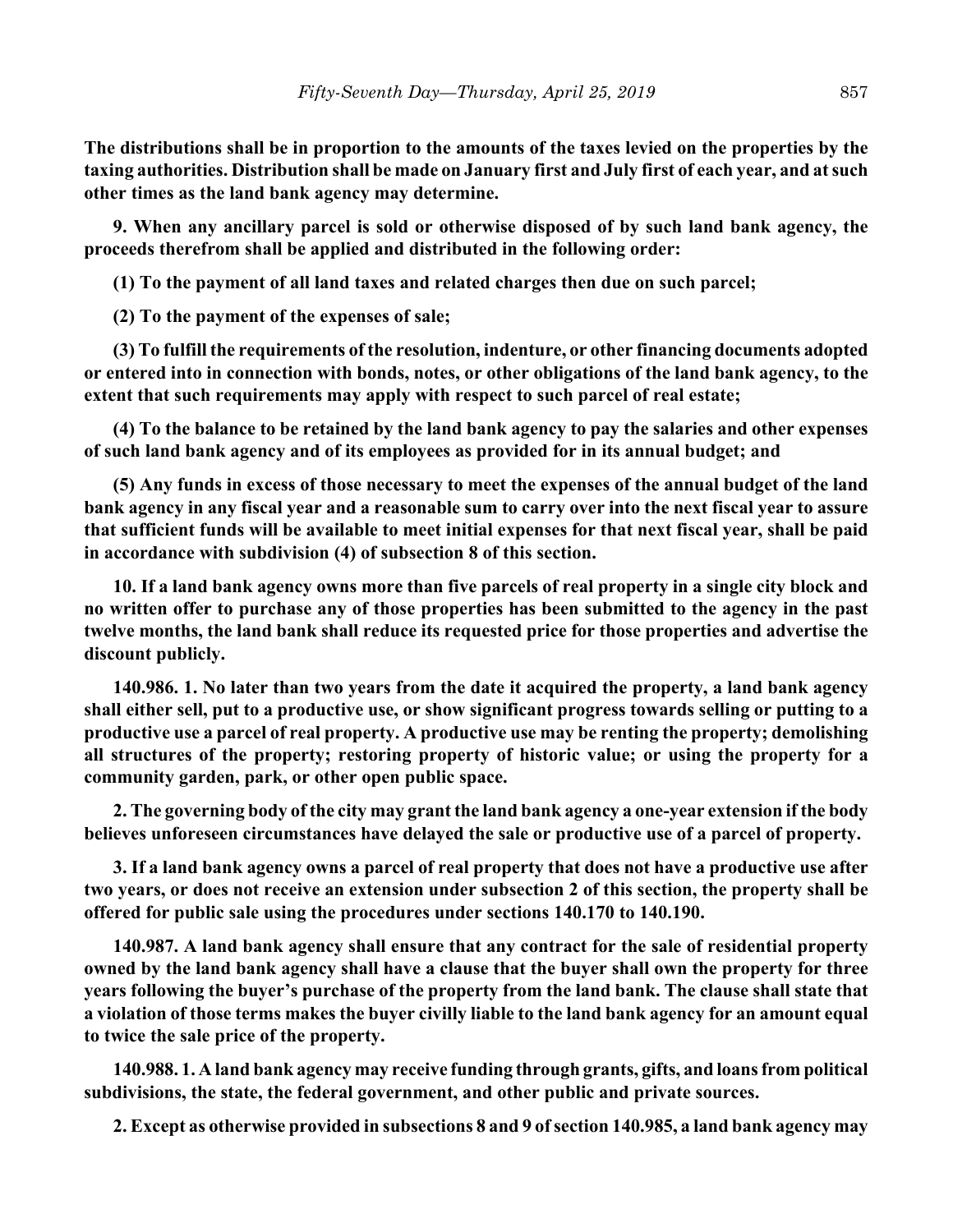**The distributions shall be in proportion to the amounts of the taxes levied on the properties by the taxing authorities. Distribution shall be made on January first and July first of each year, and at such other times as the land bank agency may determine.**

**9. When any ancillary parcel is sold or otherwise disposed of by such land bank agency, the proceeds therefrom shall be applied and distributed in the following order:**

**(1) To the payment of all land taxes and related charges then due on such parcel;**

**(2) To the payment of the expenses of sale;**

**(3) To fulfill the requirements of the resolution, indenture, or other financing documents adopted or entered into in connection with bonds, notes, or other obligations of the land bank agency, to the extent that such requirements may apply with respect to such parcel of real estate;**

**(4) To the balance to be retained by the land bank agency to pay the salaries and other expenses of such land bank agency and of its employees as provided for in its annual budget; and**

**(5) Any funds in excess of those necessary to meet the expenses of the annual budget of the land bank agency in any fiscal year and a reasonable sum to carry over into the next fiscal year to assure that sufficient funds will be available to meet initial expenses for that next fiscal year, shall be paid in accordance with subdivision (4) of subsection 8 of this section.**

**10. If a land bank agency owns more than five parcels of real property in a single city block and no written offer to purchase any of those properties has been submitted to the agency in the past twelve months, the land bank shall reduce its requested price for those properties and advertise the discount publicly.**

**140.986. 1. No later than two years from the date it acquired the property, a land bank agency shall either sell, put to a productive use, or show significant progress towards selling or putting to a productive use a parcel of real property. A productive use may be renting the property; demolishing all structures of the property; restoring property of historic value; or using the property for a community garden, park, or other open public space.**

**2. The governing body of the city may grant the land bank agency a one-year extension if the body believes unforeseen circumstances have delayed the sale or productive use of a parcel of property.**

**3. If a land bank agency owns a parcel of real property that does not have a productive use after two years, or does not receive an extension under subsection 2 of this section, the property shall be offered for public sale using the procedures under sections 140.170 to 140.190.**

**140.987. A land bank agency shall ensure that any contract for the sale of residential property owned by the land bank agency shall have a clause that the buyer shall own the property for three years following the buyer's purchase of the property from the land bank. The clause shall state that a violation of those terms makes the buyer civilly liable to the land bank agency for an amount equal to twice the sale price of the property.**

**140.988. 1. A land bank agency may receive funding through grants, gifts, and loans from political subdivisions, the state, the federal government, and other public and private sources.**

**2. Except as otherwise provided in subsections 8 and 9 of section 140.985, a land bank agency may**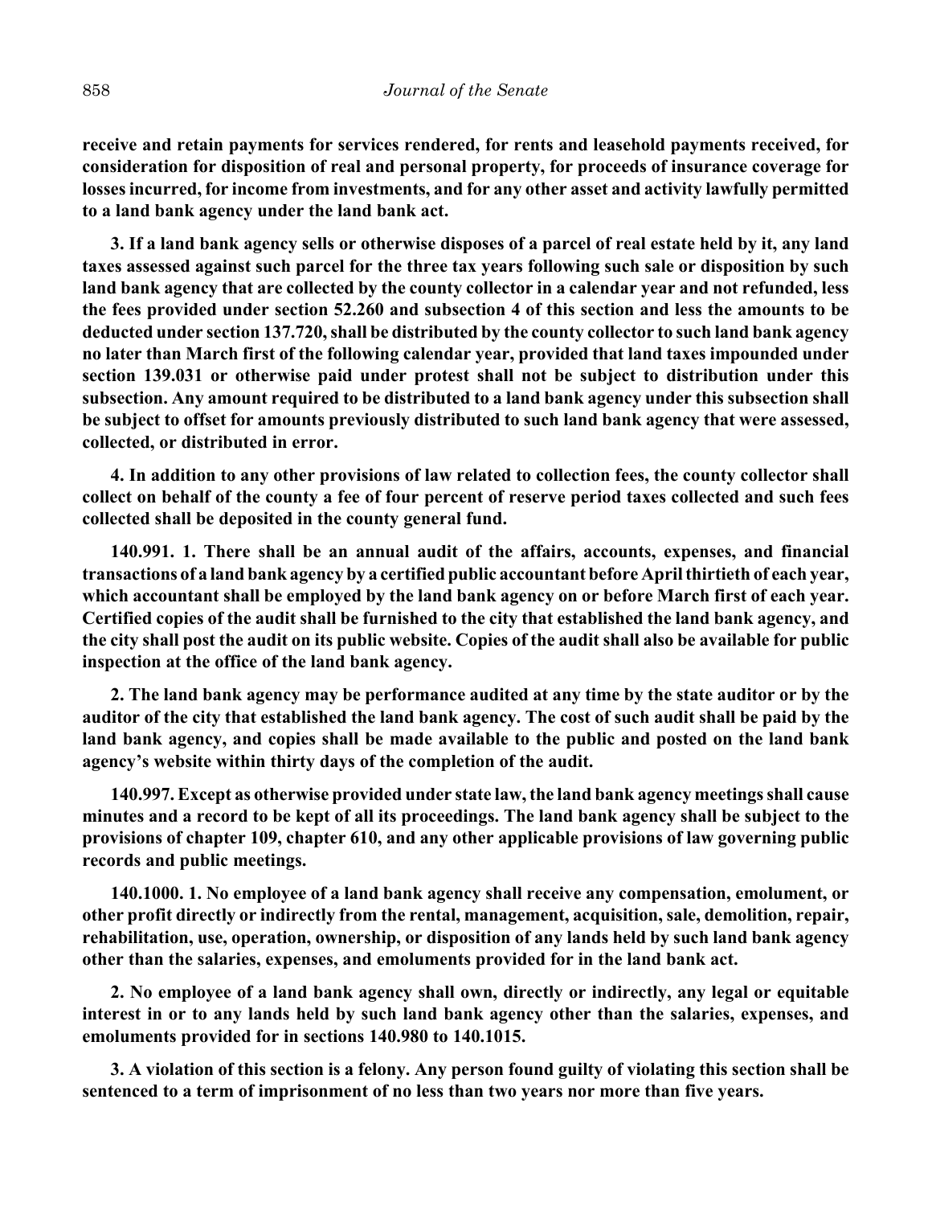**receive and retain payments for services rendered, for rents and leasehold payments received, for consideration for disposition of real and personal property, for proceeds of insurance coverage for losses incurred, for income from investments, and for any other asset and activity lawfully permitted to a land bank agency under the land bank act.**

**3. If a land bank agency sells or otherwise disposes of a parcel of real estate held by it, any land taxes assessed against such parcel for the three tax years following such sale or disposition by such land bank agency that are collected by the county collector in a calendar year and not refunded, less the fees provided under section 52.260 and subsection 4 of this section and less the amounts to be deducted under section 137.720, shall be distributed by the county collector to such land bank agency no later than March first of the following calendar year, provided that land taxes impounded under section 139.031 or otherwise paid under protest shall not be subject to distribution under this subsection. Any amount required to be distributed to a land bank agency under this subsection shall be subject to offset for amounts previously distributed to such land bank agency that were assessed, collected, or distributed in error.**

**4. In addition to any other provisions of law related to collection fees, the county collector shall collect on behalf of the county a fee of four percent of reserve period taxes collected and such fees collected shall be deposited in the county general fund.**

**140.991. 1. There shall be an annual audit of the affairs, accounts, expenses, and financial transactions of a land bank agency by a certified public accountant before April thirtieth of each year, which accountant shall be employed by the land bank agency on or before March first of each year. Certified copies of the audit shall be furnished to the city that established the land bank agency, and the city shall post the audit on its public website. Copies of the audit shall also be available for public inspection at the office of the land bank agency.**

**2. The land bank agency may be performance audited at any time by the state auditor or by the auditor of the city that established the land bank agency. The cost of such audit shall be paid by the land bank agency, and copies shall be made available to the public and posted on the land bank agency's website within thirty days of the completion of the audit.**

**140.997. Except as otherwise provided under state law, the land bank agency meetings shall cause minutes and a record to be kept of all its proceedings. The land bank agency shall be subject to the provisions of chapter 109, chapter 610, and any other applicable provisions of law governing public records and public meetings.**

**140.1000. 1. No employee of a land bank agency shall receive any compensation, emolument, or other profit directly or indirectly from the rental, management, acquisition, sale, demolition, repair, rehabilitation, use, operation, ownership, or disposition of any lands held by such land bank agency other than the salaries, expenses, and emoluments provided for in the land bank act.**

**2. No employee of a land bank agency shall own, directly or indirectly, any legal or equitable interest in or to any lands held by such land bank agency other than the salaries, expenses, and emoluments provided for in sections 140.980 to 140.1015.**

**3. A violation of this section is a felony. Any person found guilty of violating this section shall be sentenced to a term of imprisonment of no less than two years nor more than five years.**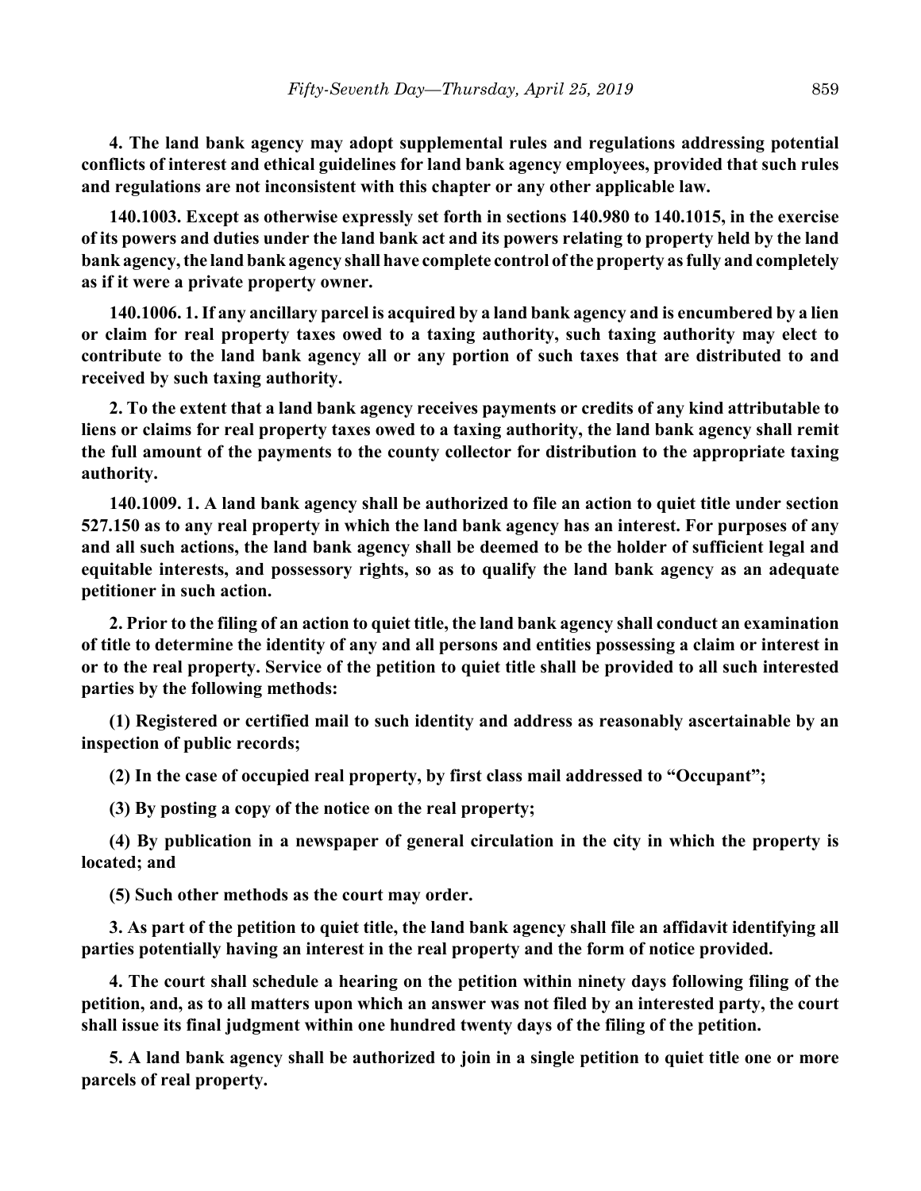**4. The land bank agency may adopt supplemental rules and regulations addressing potential conflicts of interest and ethical guidelines for land bank agency employees, provided that such rules and regulations are not inconsistent with this chapter or any other applicable law.**

**140.1003. Except as otherwise expressly set forth in sections 140.980 to 140.1015, in the exercise of its powers and duties under the land bank act and its powers relating to property held by the land bank agency, the land bank agency shall have complete control of the property as fully and completely as if it were a private property owner.**

**140.1006. 1. If any ancillary parcel is acquired by a land bank agency and is encumbered by a lien or claim for real property taxes owed to a taxing authority, such taxing authority may elect to contribute to the land bank agency all or any portion of such taxes that are distributed to and received by such taxing authority.**

**2. To the extent that a land bank agency receives payments or credits of any kind attributable to liens or claims for real property taxes owed to a taxing authority, the land bank agency shall remit the full amount of the payments to the county collector for distribution to the appropriate taxing authority.**

**140.1009. 1. A land bank agency shall be authorized to file an action to quiet title under section 527.150 as to any real property in which the land bank agency has an interest. For purposes of any and all such actions, the land bank agency shall be deemed to be the holder of sufficient legal and equitable interests, and possessory rights, so as to qualify the land bank agency as an adequate petitioner in such action.**

**2. Prior to the filing of an action to quiet title, the land bank agency shall conduct an examination of title to determine the identity of any and all persons and entities possessing a claim or interest in or to the real property. Service of the petition to quiet title shall be provided to all such interested parties by the following methods:**

**(1) Registered or certified mail to such identity and address as reasonably ascertainable by an inspection of public records;**

**(2) In the case of occupied real property, by first class mail addressed to "Occupant";**

**(3) By posting a copy of the notice on the real property;**

**(4) By publication in a newspaper of general circulation in the city in which the property is located; and**

**(5) Such other methods as the court may order.**

**3. As part of the petition to quiet title, the land bank agency shall file an affidavit identifying all parties potentially having an interest in the real property and the form of notice provided.**

**4. The court shall schedule a hearing on the petition within ninety days following filing of the petition, and, as to all matters upon which an answer was not filed by an interested party, the court shall issue its final judgment within one hundred twenty days of the filing of the petition.**

**5. A land bank agency shall be authorized to join in a single petition to quiet title one or more parcels of real property.**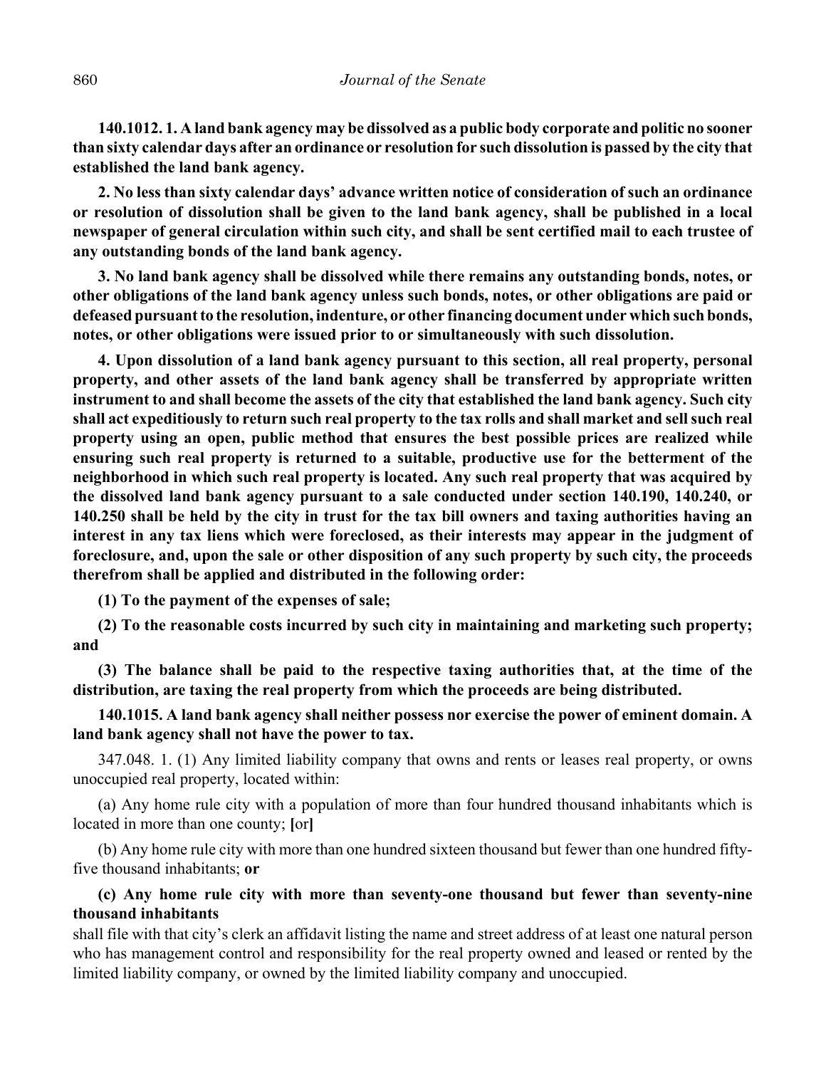**140.1012. 1. A land bank agency may be dissolved as a public body corporate and politic no sooner than sixty calendar days after an ordinance or resolution for such dissolution is passed by the city that established the land bank agency.**

**2. No less than sixty calendar days' advance written notice of consideration of such an ordinance or resolution of dissolution shall be given to the land bank agency, shall be published in a local newspaper of general circulation within such city, and shall be sent certified mail to each trustee of any outstanding bonds of the land bank agency.**

**3. No land bank agency shall be dissolved while there remains any outstanding bonds, notes, or other obligations of the land bank agency unless such bonds, notes, or other obligations are paid or defeased pursuant to the resolution, indenture, or other financing document under which such bonds, notes, or other obligations were issued prior to or simultaneously with such dissolution.**

**4. Upon dissolution of a land bank agency pursuant to this section, all real property, personal property, and other assets of the land bank agency shall be transferred by appropriate written instrument to and shall become the assets of the city that established the land bank agency. Such city shall act expeditiously to return such real property to the tax rolls and shall market and sell such real property using an open, public method that ensures the best possible prices are realized while ensuring such real property is returned to a suitable, productive use for the betterment of the neighborhood in which such real property is located. Any such real property that was acquired by the dissolved land bank agency pursuant to a sale conducted under section 140.190, 140.240, or 140.250 shall be held by the city in trust for the tax bill owners and taxing authorities having an interest in any tax liens which were foreclosed, as their interests may appear in the judgment of foreclosure, and, upon the sale or other disposition of any such property by such city, the proceeds therefrom shall be applied and distributed in the following order:**

**(1) To the payment of the expenses of sale;**

**(2) To the reasonable costs incurred by such city in maintaining and marketing such property; and**

**(3) The balance shall be paid to the respective taxing authorities that, at the time of the distribution, are taxing the real property from which the proceeds are being distributed.**

**140.1015. A land bank agency shall neither possess nor exercise the power of eminent domain. A land bank agency shall not have the power to tax.**

347.048. 1. (1) Any limited liability company that owns and rents or leases real property, or owns unoccupied real property, located within:

(a) Any home rule city with a population of more than four hundred thousand inhabitants which is located in more than one county; **[**or**]**

(b) Any home rule city with more than one hundred sixteen thousand but fewer than one hundred fifty-five thousand inhabitants; **or**

**(c) Any home rule city with more than seventy-one thousand but fewer than seventy-nine thousand inhabitants**

shall file with that city's clerk an affidavit listing the name and street address of at least one natural person who has management control and responsibility for the real property owned and leased or rented by the limited liability company, or owned by the limited liability company and unoccupied.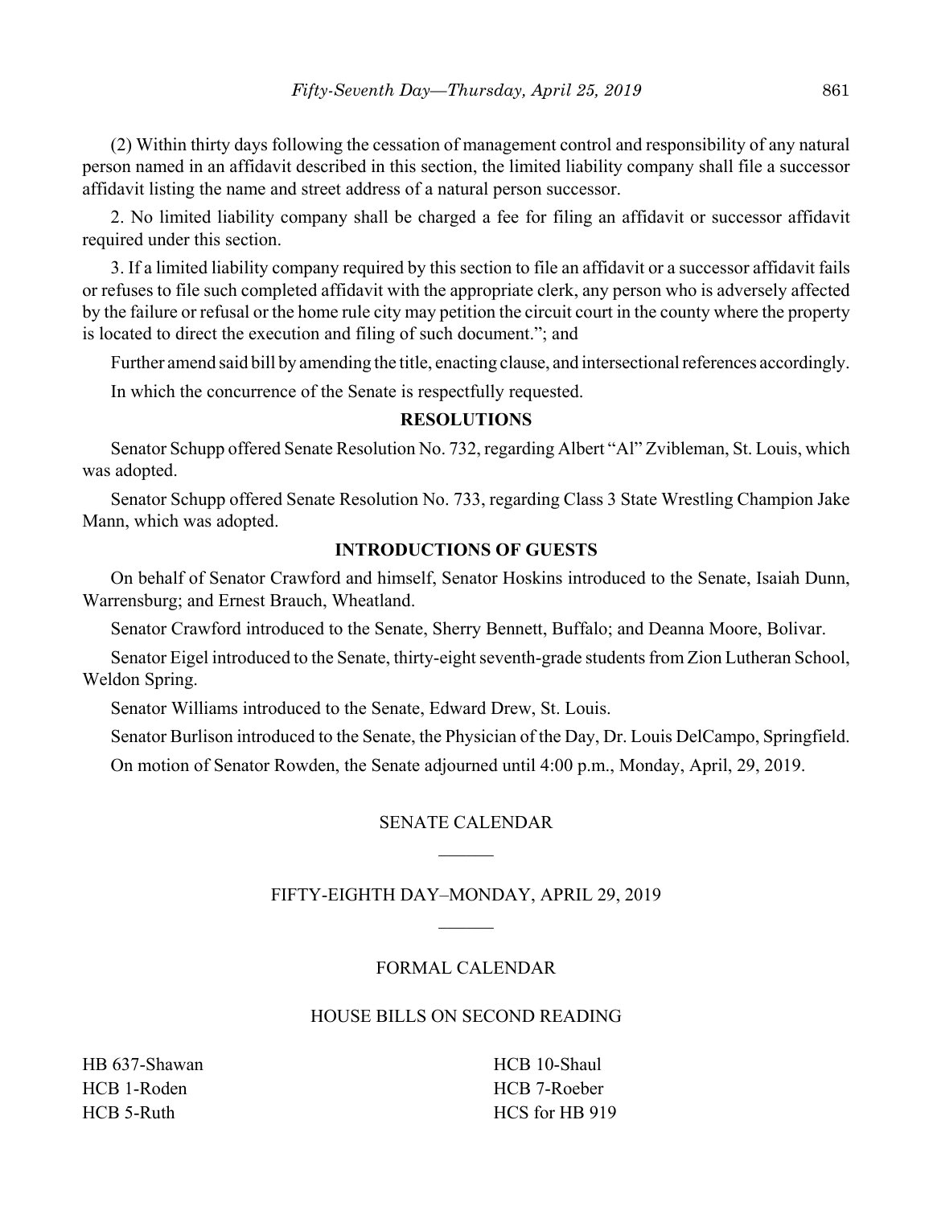(2) Within thirty days following the cessation of management control and responsibility of any natural person named in an affidavit described in this section, the limited liability company shall file a successor affidavit listing the name and street address of a natural person successor.

2. No limited liability company shall be charged a fee for filing an affidavit or successor affidavit required under this section.

3. If a limited liability company required by this section to file an affidavit or a successor affidavit fails or refuses to file such completed affidavit with the appropriate clerk, any person who is adversely affected by the failure or refusal or the home rule city may petition the circuit court in the county where the property is located to direct the execution and filing of such document."; and

Further amend said bill by amending the title, enacting clause, and intersectional references accordingly.

In which the concurrence of the Senate is respectfully requested.

## RESOLUTIONS

Senator Schupp offered Senate Resolution No. 732, regarding Albert "Al" Zvibleman, St. Louis, which was adopted.

Senator Schupp offered Senate Resolution No. 733, regarding Class 3 State Wrestling Champion Jake Mann, which was adopted.

## INTRODUCTIONS OF GUESTS

On behalf of Senator Crawford and himself, Senator Hoskins introduced to the Senate, Isaiah Dunn, Warrensburg; and Ernest Brauch, Wheatland.

Senator Crawford introduced to the Senate, Sherry Bennett, Buffalo; and Deanna Moore, Bolivar.

Senator Eigel introduced to the Senate, thirty-eight seventh-grade students from Zion Lutheran School, Weldon Spring.

Senator Williams introduced to the Senate, Edward Drew, St. Louis.

Senator Burlison introduced to the Senate, the Physician of the Day, Dr. Louis DelCampo, Springfield.

On motion of Senator Rowden, the Senate adjourned until 4:00 p.m., Monday, April, 29, 2019.

## SENATE CALENDAR

## FIFTY-EIGHTH DAY–MONDAY, APRIL 29, 2019

## FORMAL CALENDAR

## HOUSE BILLS ON SECOND READING

HB 637-Shawan
HCB 1-Roden
HCB 5-Ruth
HCB 10-Shaul
HCB 7-Roeber
HCS for HB 919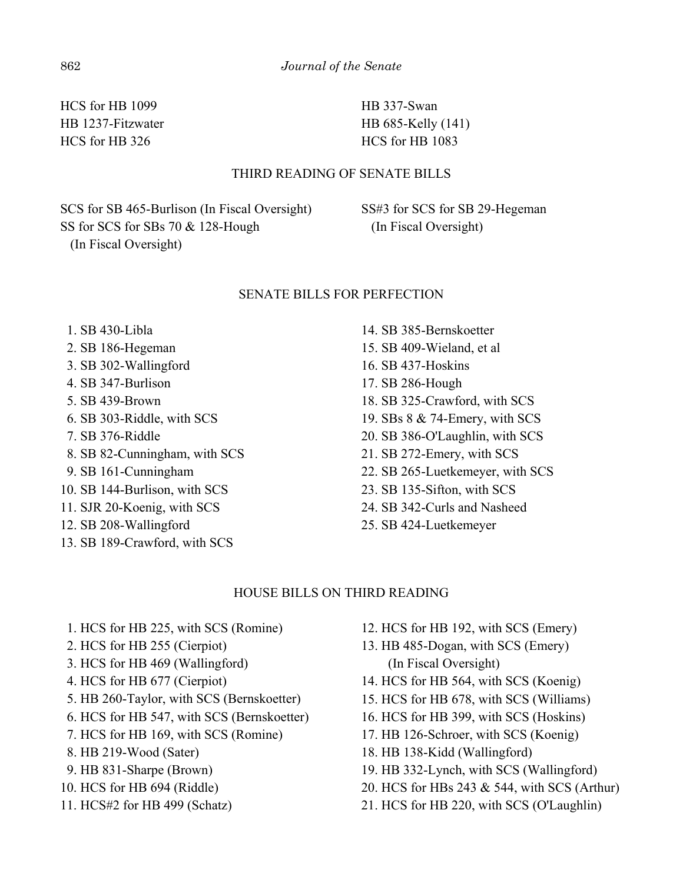HCS for HB 1099

HB 1237-Fitzwater

HCS for HB 326

HB 337-Swan

HB 685-Kelly (141)

HCS for HB 1083

## THIRD READING OF SENATE BILLS

SCS for SB 465-Burlison (In Fiscal Oversight)

SS for SCS for SBs 70 & 128-Hough (In Fiscal Oversight)

SS#3 for SCS for SB 29-Hegeman (In Fiscal Oversight)

## SENATE BILLS FOR PERFECTION

1. SB 430-Libla
2. SB 186-Hegeman
3. SB 302-Wallingford
4. SB 347-Burlison
5. SB 439-Brown
6. SB 303-Riddle, with SCS
7. SB 376-Riddle
8. SB 82-Cunningham, with SCS
9. SB 161-Cunningham
10. SB 144-Burlison, with SCS
11. SJR 20-Koenig, with SCS
12. SB 208-Wallingford
13. SB 189-Crawford, with SCS
14. SB 385-Bernskoetter
15. SB 409-Wieland, et al
16. SB 437-Hoskins
17. SB 286-Hough
18. SB 325-Crawford, with SCS
19. SBs 8 & 74-Emery, with SCS
20. SB 386-O'Laughlin, with SCS
21. SB 272-Emery, with SCS
22. SB 265-Luetkemeyer, with SCS
23. SB 135-Sifton, with SCS
24. SB 342-Curls and Nasheed
25. SB 424-Luetkemeyer

## HOUSE BILLS ON THIRD READING

1. HCS for HB 225, with SCS (Romine)
2. HCS for HB 255 (Cierpiot)
3. HCS for HB 469 (Wallingford)
4. HCS for HB 677 (Cierpiot)
5. HB 260-Taylor, with SCS (Bernskoetter)
6. HCS for HB 547, with SCS (Bernskoetter)
7. HCS for HB 169, with SCS (Romine)
8. HB 219-Wood (Sater)
9. HB 831-Sharpe (Brown)
10. HCS for HB 694 (Riddle)
11. HCS#2 for HB 499 (Schatz)
12. HCS for HB 192, with SCS (Emery)
13. HB 485-Dogan, with SCS (Emery) (In Fiscal Oversight)
14. HCS for HB 564, with SCS (Koenig)
15. HCS for HB 678, with SCS (Williams)
16. HCS for HB 399, with SCS (Hoskins)
17. HB 126-Schroer, with SCS (Koenig)
18. HB 138-Kidd (Wallingford)
19. HB 332-Lynch, with SCS (Wallingford)
20. HCS for HBs 243 & 544, with SCS (Arthur)
21. HCS for HB 220, with SCS (O'Laughlin)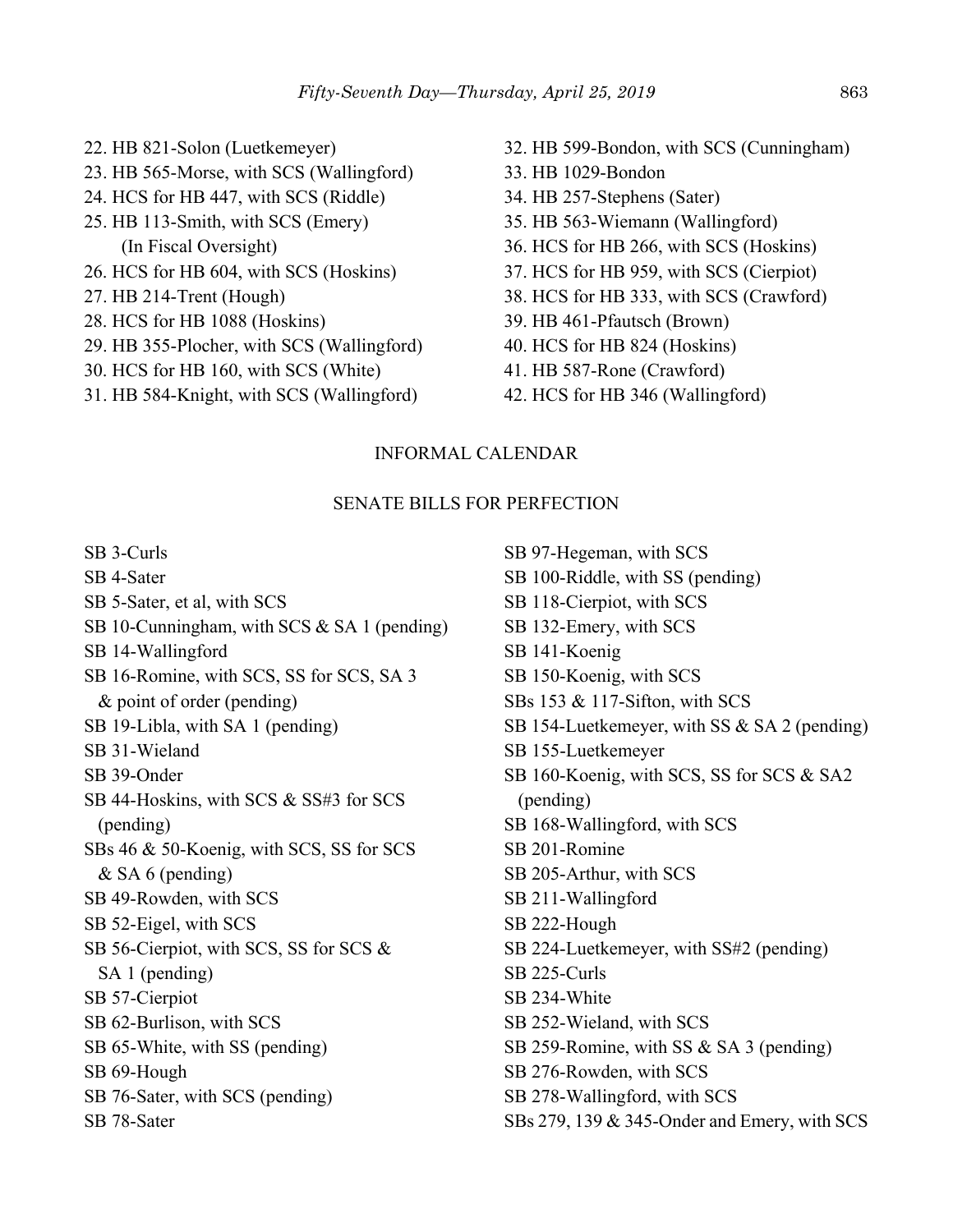22. HB 821-Solon (Luetkemeyer)
23. HB 565-Morse, with SCS (Wallingford)
24. HCS for HB 447, with SCS (Riddle)
25. HB 113-Smith, with SCS (Emery) (In Fiscal Oversight)
26. HCS for HB 604, with SCS (Hoskins)
27. HB 214-Trent (Hough)
28. HCS for HB 1088 (Hoskins)
29. HB 355-Plocher, with SCS (Wallingford)
30. HCS for HB 160, with SCS (White)
31. HB 584-Knight, with SCS (Wallingford)
32. HB 599-Bondon, with SCS (Cunningham)
33. HB 1029-Bondon
34. HB 257-Stephens (Sater)
35. HB 563-Wiemann (Wallingford)
36. HCS for HB 266, with SCS (Hoskins)
37. HCS for HB 959, with SCS (Cierpiot)
38. HCS for HB 333, with SCS (Crawford)
39. HB 461-Pfautsch (Brown)
40. HCS for HB 824 (Hoskins)
41. HB 587-Rone (Crawford)
42. HCS for HB 346 (Wallingford)

## INFORMAL CALENDAR

### SENATE BILLS FOR PERFECTION

SB 3-Curls
SB 4-Sater
SB 5-Sater, et al, with SCS
SB 10-Cunningham, with SCS & SA 1 (pending)
SB 14-Wallingford
SB 16-Romine, with SCS, SS for SCS, SA 3 & point of order (pending)
SB 19-Libla, with SA 1 (pending)
SB 31-Wieland
SB 39-Onder
SB 44-Hoskins, with SCS & SS#3 for SCS (pending)
SBs 46 & 50-Koenig, with SCS, SS for SCS & SA 6 (pending)
SB 49-Rowden, with SCS
SB 52-Eigel, with SCS
SB 56-Cierpiot, with SCS, SS for SCS & SA 1 (pending)
SB 57-Cierpiot
SB 62-Burlison, with SCS
SB 65-White, with SS (pending)
SB 69-Hough
SB 76-Sater, with SCS (pending)
SB 78-Sater
SB 97-Hegeman, with SCS
SB 100-Riddle, with SS (pending)
SB 118-Cierpiot, with SCS
SB 132-Emery, with SCS
SB 141-Koenig
SB 150-Koenig, with SCS
SBs 153 & 117-Sifton, with SCS
SB 154-Luetkemeyer, with SS & SA 2 (pending)
SB 155-Luetkemeyer
SB 160-Koenig, with SCS, SS for SCS & SA2 (pending)
SB 168-Wallingford, with SCS
SB 201-Romine
SB 205-Arthur, with SCS
SB 211-Wallingford
SB 222-Hough
SB 224-Luetkemeyer, with SS#2 (pending)
SB 225-Curls
SB 234-White
SB 252-Wieland, with SCS
SB 259-Romine, with SS & SA 3 (pending)
SB 276-Rowden, with SCS
SB 278-Wallingford, with SCS
SBs 279, 139 & 345-Onder and Emery, with SCS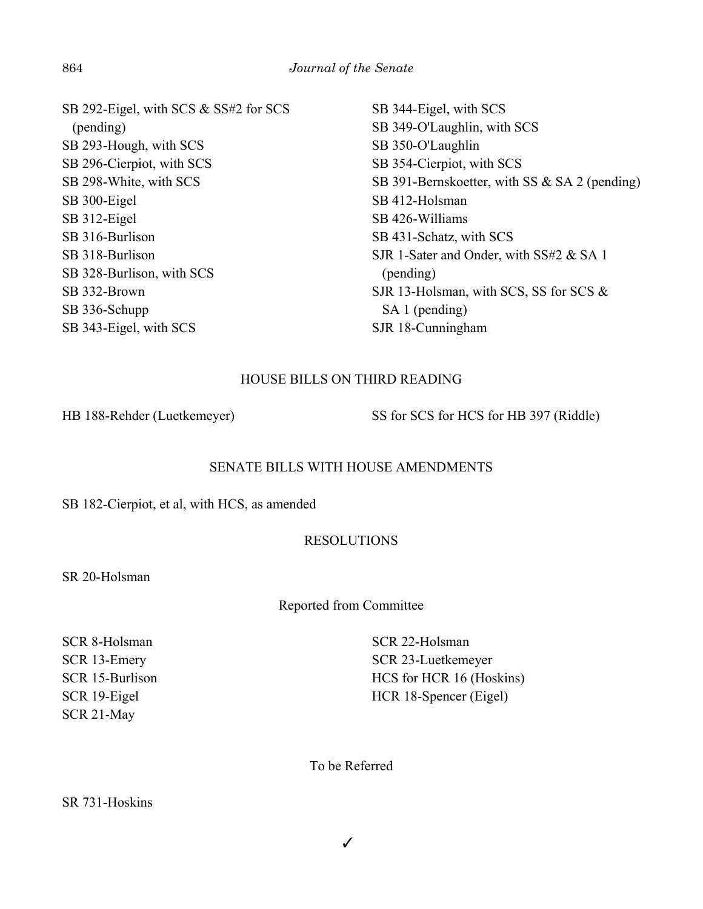SB 292-Eigel, with SCS & SS#2 for SCS (pending)
SB 293-Hough, with SCS
SB 296-Cierpiot, with SCS
SB 298-White, with SCS
SB 300-Eigel
SB 312-Eigel
SB 316-Burlison
SB 318-Burlison
SB 328-Burlison, with SCS
SB 332-Brown
SB 336-Schupp
SB 343-Eigel, with SCS
SB 344-Eigel, with SCS
SB 349-O'Laughlin, with SCS
SB 350-O'Laughlin
SB 354-Cierpiot, with SCS
SB 391-Bernskoetter, with SS & SA 2 (pending)
SB 412-Holsman
SB 426-Williams
SB 431-Schatz, with SCS
SJR 1-Sater and Onder, with SS#2 & SA 1 (pending)
SJR 13-Holsman, with SCS, SS for SCS & SA 1 (pending)
SJR 18-Cunningham

## HOUSE BILLS ON THIRD READING

HB 188-Rehder (Luetkemeyer)
SS for SCS for HCS for HB 397 (Riddle)

## SENATE BILLS WITH HOUSE AMENDMENTS

SB 182-Cierpiot, et al, with HCS, as amended

## RESOLUTIONS

SR 20-Holsman

### Reported from Committee

SCR 8-Holsman
SCR 13-Emery
SCR 15-Burlison
SCR 19-Eigel
SCR 21-May
SCR 22-Holsman
SCR 23-Luetkemeyer
HCS for HCR 16 (Hoskins)
HCR 18-Spencer (Eigel)

### To be Referred

SR 731-Hoskins

✓